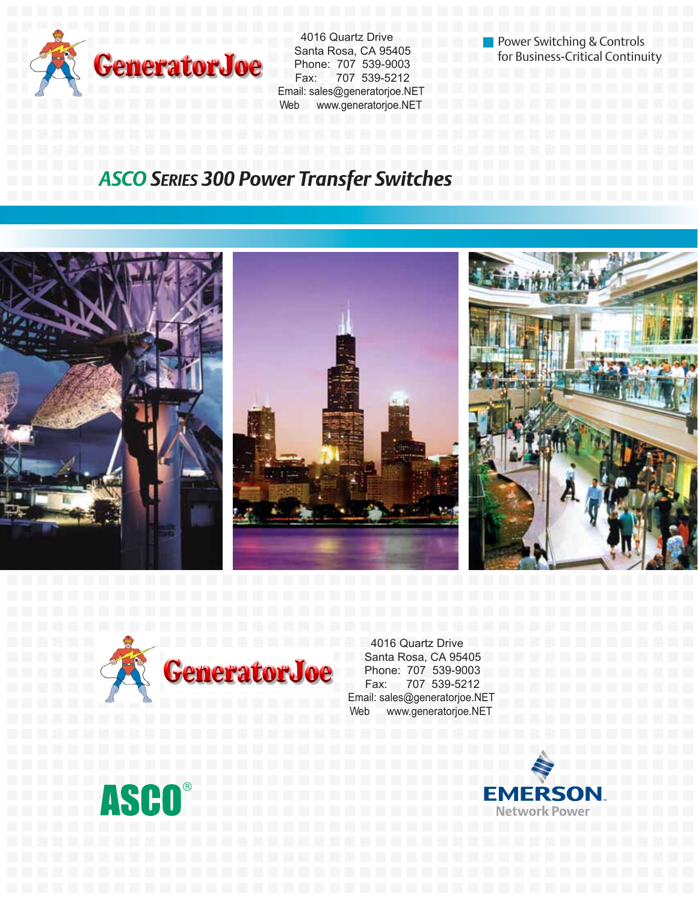GeneratorJoe

4016 Quartz Drive
Santa Rosa, CA 95405
Phone: 707 539-9003
Fax: 707 539-5212
Email: sales@generatorjoe.NET
Web www.generatorjoe.NET

Power Switching & Controls for Business-Critical Continuity

# ASCO SERIES 300 Power Transfer Switches

GeneratorJoe

4016 Quartz Drive
Santa Rosa, CA 95405
Phone: 707 539-9003
Fax: 707 539-5212
Email: sales@generatorjoe.NET
Web www.generatorjoe.NET

ASCO®

EMERSON. Network Power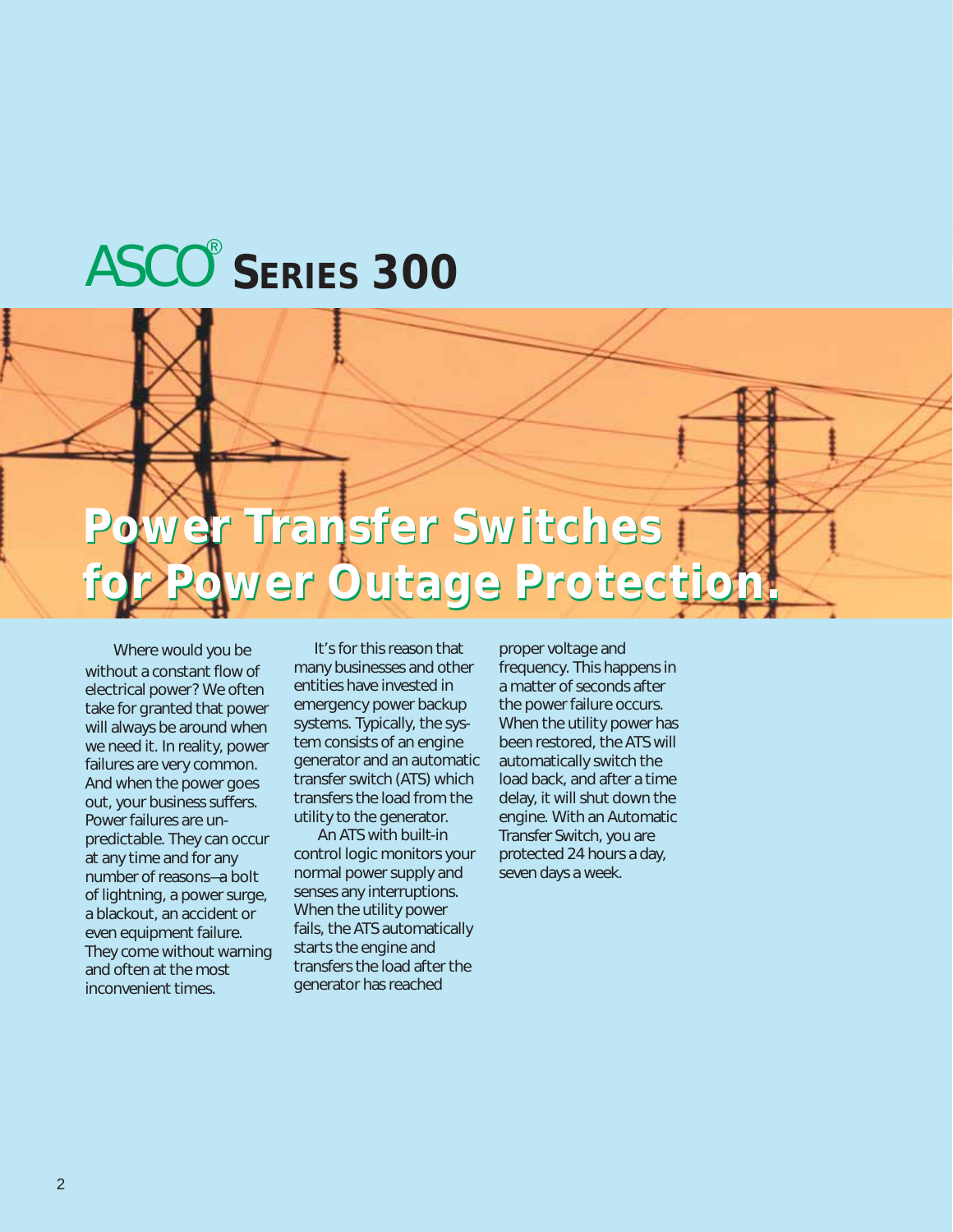# ASCO® SERIES 300

## Power Transfer Switches for Power Outage Protection.

Where would you be without a constant flow of electrical power? We often take for granted that power will always be around when we need it. In reality, power failures are very common. And when the power goes out, your business suffers. Power failures are unpredictable. They can occur at any time and for any number of reasons—a bolt of lightning, a power surge, a blackout, an accident or even equipment failure. They come without warning and often at the most inconvenient times.

It's for this reason that many businesses and other entities have invested in emergency power backup systems. Typically, the system consists of an engine generator and an automatic transfer switch (ATS) which transfers the load from the utility to the generator.

An ATS with built-in control logic monitors your normal power supply and senses any interruptions. When the utility power fails, the ATS automatically starts the engine and transfers the load after the generator has reached proper voltage and frequency. This happens in a matter of seconds after the power failure occurs. When the utility power has been restored, the ATS will automatically switch the load back, and after a time delay, it will shut down the engine. With an Automatic Transfer Switch, you are protected 24 hours a day, seven days a week.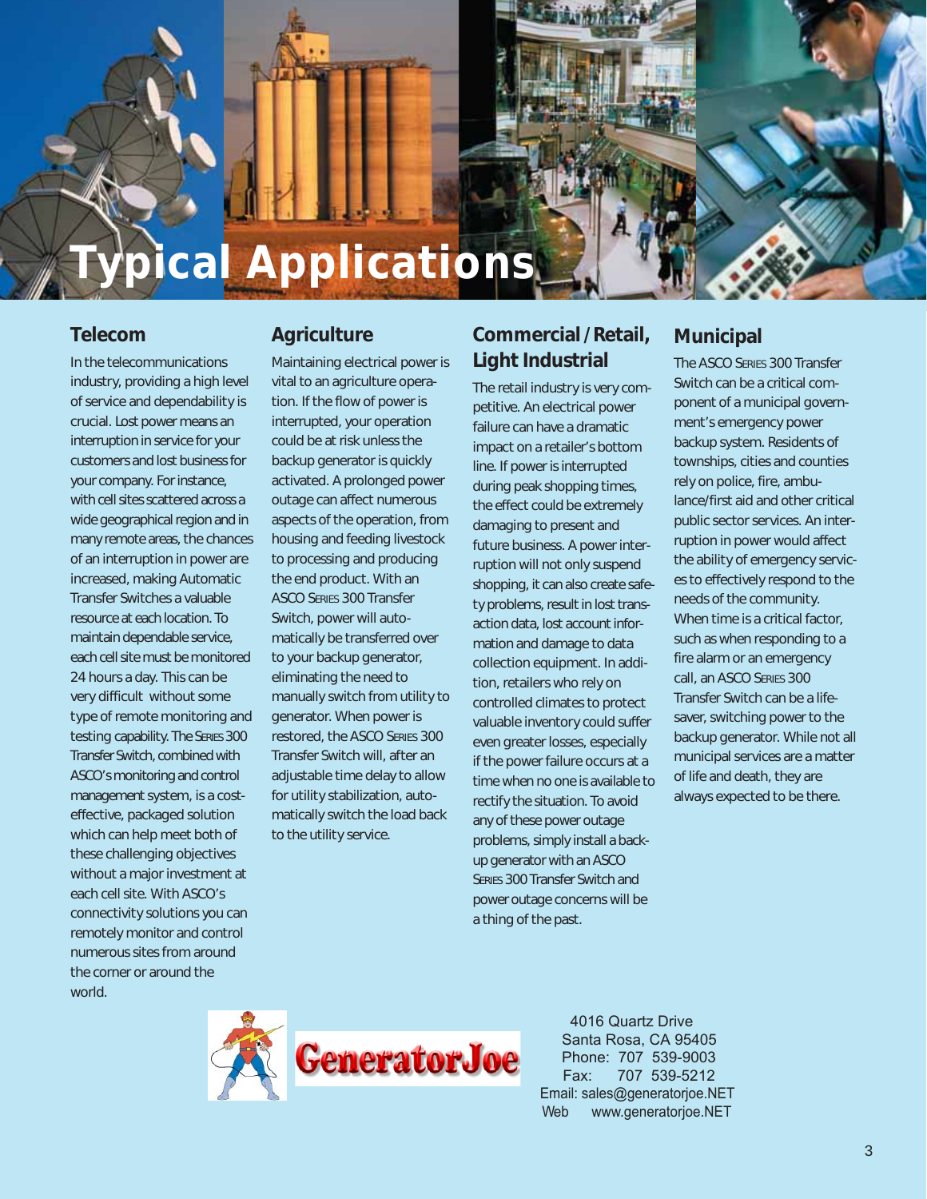# Typical Applications

## Telecom

In the telecommunications industry, providing a high level of service and dependability is crucial. Lost power means an interruption in service for your customers and lost business for your company. For instance, with cell sites scattered across a wide geographical region and in many remote areas, the chances of an interruption in power are increased, making Automatic Transfer Switches a valuable resource at each location. To maintain dependable service, each cell site must be monitored 24 hours a day. This can be very difficult without some type of remote monitoring and testing capability. The SERIES 300 Transfer Switch, combined with ASCO's monitoring and control management system, is a cost-effective, packaged solution which can help meet both of these challenging objectives without a major investment at each cell site. With ASCO's connectivity solutions you can remotely monitor and control numerous sites from around the corner or around the world.

## Agriculture

Maintaining electrical power is vital to an agriculture operation. If the flow of power is interrupted, your operation could be at risk unless the backup generator is quickly activated. A prolonged power outage can affect numerous aspects of the operation, from housing and feeding livestock to processing and producing the end product. With an ASCO SERIES 300 Transfer Switch, power will automatically be transferred over to your backup generator, eliminating the need to manually switch from utility to generator. When power is restored, the ASCO SERIES 300 Transfer Switch will, after an adjustable time delay to allow for utility stabilization, automatically switch the load back to the utility service.

## Commercial / Retail, Light Industrial

The retail industry is very competitive. An electrical power failure can have a dramatic impact on a retailer's bottom line. If power is interrupted during peak shopping times, the effect could be extremely damaging to present and future business. A power interruption will not only suspend shopping, it can also create safety problems, result in lost transaction data, lost account information and damage to data collection equipment. In addition, retailers who rely on controlled climates to protect valuable inventory could suffer even greater losses, especially if the power failure occurs at a time when no one is available to rectify the situation. To avoid any of these power outage problems, simply install a backup generator with an ASCO SERIES 300 Transfer Switch and power outage concerns will be a thing of the past.

## Municipal

The ASCO SERIES 300 Transfer Switch can be a critical component of a municipal government's emergency power backup system. Residents of townships, cities and counties rely on police, fire, ambulance/first aid and other critical public sector services. An interruption in power would affect the ability of emergency services to effectively respond to the needs of the community. When time is a critical factor, such as when responding to a fire alarm or an emergency call, an ASCO SERIES 300 Transfer Switch can be a lifesaver, switching power to the backup generator. While not all municipal services are a matter of life and death, they are always expected to be there.

GeneratorJoe

4016 Quartz Drive
Santa Rosa, CA 95405
Phone: 707 539-9003
Fax: 707 539-5212
Email: sales@generatorjoe.NET
Web www.generatorjoe.NET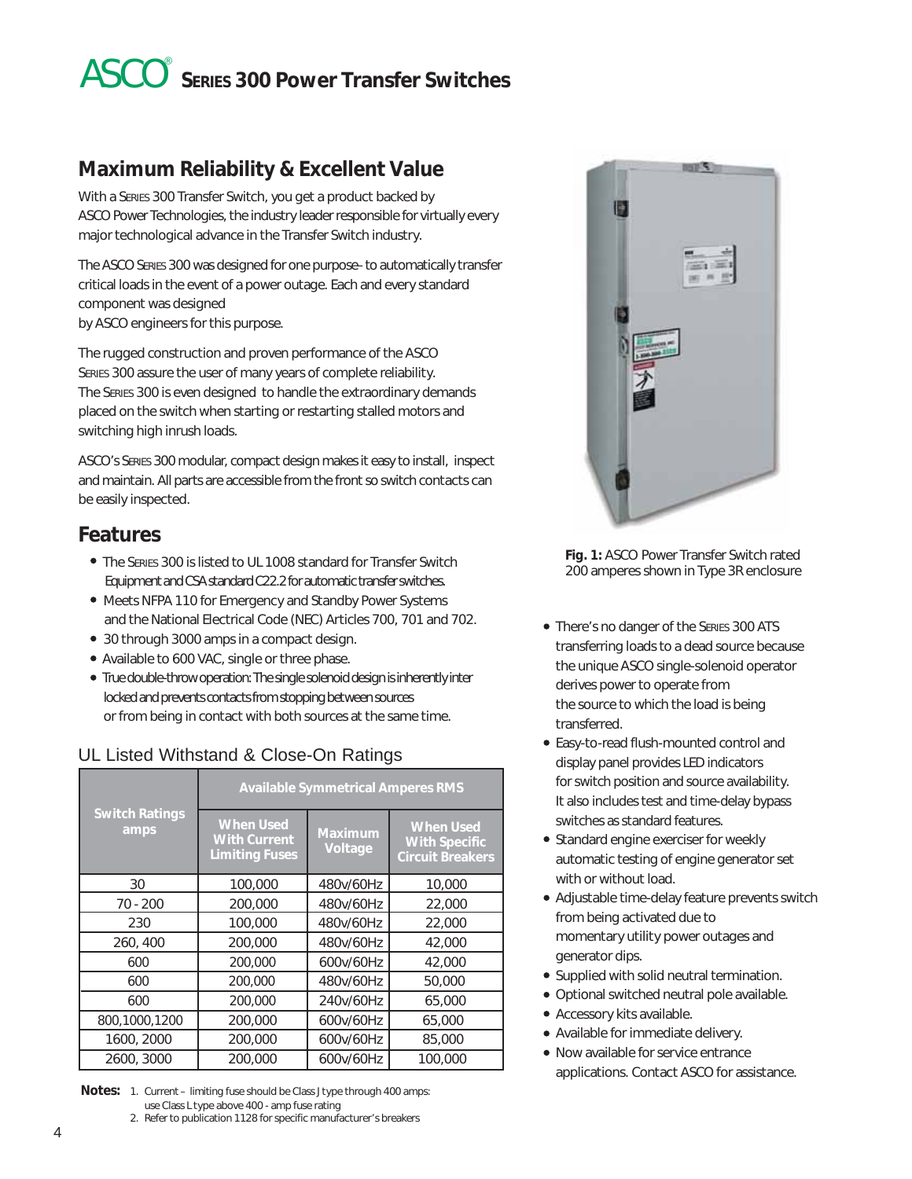# ASCO® SERIES 300 Power Transfer Switches

## Maximum Reliability & Excellent Value

With a SERIES 300 Transfer Switch, you get a product backed by ASCO Power Technologies, the industry leader responsible for virtually every major technological advance in the Transfer Switch industry.

The ASCO SERIES 300 was designed for one purpose- to automatically transfer critical loads in the event of a power outage. Each and every standard component was designed by ASCO engineers for this purpose.

The rugged construction and proven performance of the ASCO SERIES 300 assure the user of many years of complete reliability. The SERIES 300 is even designed to handle the extraordinary demands placed on the switch when starting or restarting stalled motors and switching high inrush loads.

ASCO's SERIES 300 modular, compact design makes it easy to install, inspect and maintain. All parts are accessible from the front so switch contacts can be easily inspected.

## Features

- The SERIES 300 is listed to UL 1008 standard for Transfer Switch Equipment and CSA standard C22.2 for automatic transfer switches.
- Meets NFPA 110 for Emergency and Standby Power Systems and the National Electrical Code (NEC) Articles 700, 701 and 702.
- 30 through 3000 amps in a compact design.
- Available to 600 VAC, single or three phase.
- True double-throw operation: The single solenoid design is inherently inter locked and prevents contacts from stopping between sources or from being in contact with both sources at the same time.

### UL Listed Withstand & Close-On Ratings

| Switch Ratings amps | Available Symmetrical Amperes RMS | | |
|---|---|---|---|
| | When Used With Current Limiting Fuses | Maximum Voltage | When Used With Specific Circuit Breakers |
| 30 | 100,000 | 480v/60Hz | 10,000 |
| 70 - 200 | 200,000 | 480v/60Hz | 22,000 |
| 230 | 100,000 | 480v/60Hz | 22,000 |
| 260, 400 | 200,000 | 480v/60Hz | 42,000 |
| 600 | 200,000 | 600v/60Hz | 42,000 |
| 600 | 200,000 | 480v/60Hz | 50,000 |
| 600 | 200,000 | 240v/60Hz | 65,000 |
| 800,1000,1200 | 200,000 | 600v/60Hz | 65,000 |
| 1600, 2000 | 200,000 | 600v/60Hz | 85,000 |
| 2600, 3000 | 200,000 | 600v/60Hz | 100,000 |

**Notes:**
1. Current – limiting fuse should be Class J type through 400 amps: use Class L type above 400 - amp fuse rating
2. Refer to publication 1128 for specific manufacturer's breakers

**Fig. 1:** ASCO Power Transfer Switch rated 200 amperes shown in Type 3R enclosure

- There's no danger of the SERIES 300 ATS transferring loads to a dead source because the unique ASCO single-solenoid operator derives power to operate from the source to which the load is being transferred.
- Easy-to-read flush-mounted control and display panel provides LED indicators for switch position and source availability. It also includes test and time-delay bypass switches as standard features.
- Standard engine exerciser for weekly automatic testing of engine generator set with or without load.
- Adjustable time-delay feature prevents switch from being activated due to momentary utility power outages and generator dips.
- Supplied with solid neutral termination.
- Optional switched neutral pole available.
- Accessory kits available.
- Available for immediate delivery.
- Now available for service entrance applications. Contact ASCO for assistance.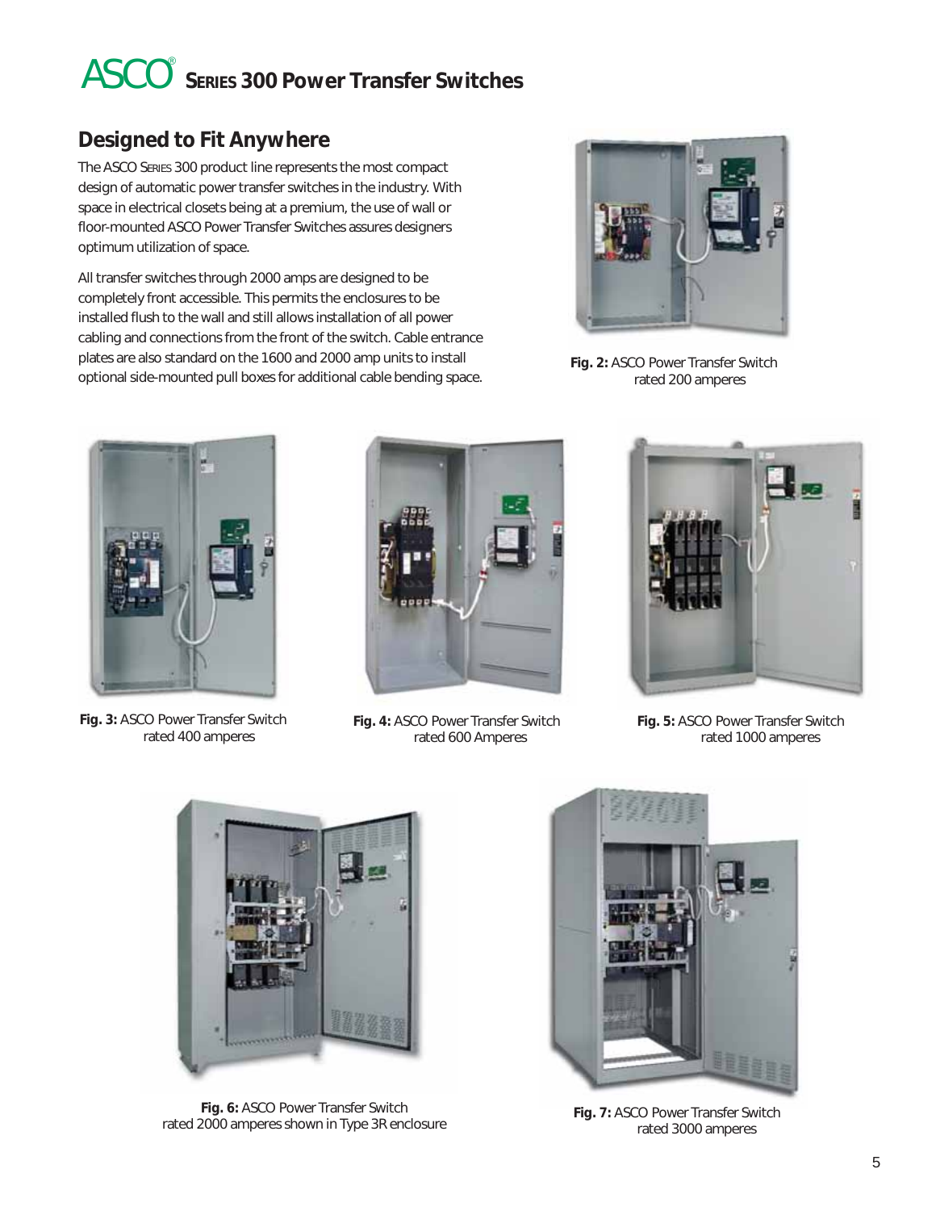# ASCO® Series 300 Power Transfer Switches

## Designed to Fit Anywhere

The ASCO Series 300 product line represents the most compact design of automatic power transfer switches in the industry. With space in electrical closets being at a premium, the use of wall or floor-mounted ASCO Power Transfer Switches assures designers optimum utilization of space.

All transfer switches through 2000 amps are designed to be completely front accessible. This permits the enclosures to be installed flush to the wall and still allows installation of all power cabling and connections from the front of the switch. Cable entrance plates are also standard on the 1600 and 2000 amp units to install optional side-mounted pull boxes for additional cable bending space.

**Fig. 2:** ASCO Power Transfer Switch rated 200 amperes

**Fig. 3:** ASCO Power Transfer Switch rated 400 amperes

**Fig. 4:** ASCO Power Transfer Switch rated 600 Amperes

**Fig. 5:** ASCO Power Transfer Switch rated 1000 amperes

**Fig. 6:** ASCO Power Transfer Switch rated 2000 amperes shown in Type 3R enclosure

**Fig. 7:** ASCO Power Transfer Switch rated 3000 amperes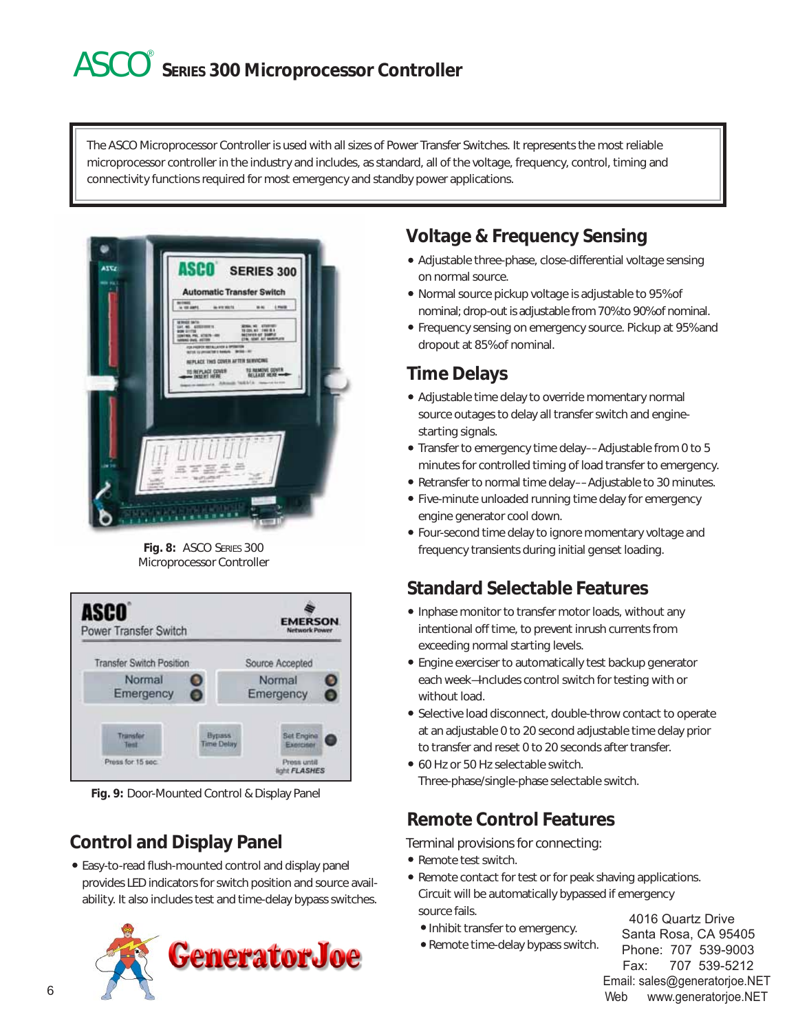# ASCO® Series 300 Microprocessor Controller

The ASCO Microprocessor Controller is used with all sizes of Power Transfer Switches. It represents the most reliable microprocessor controller in the industry and includes, as standard, all of the voltage, frequency, control, timing and connectivity functions required for most emergency and standby power applications.

**Fig. 8:** ASCO Series 300 Microprocessor Controller

**Fig. 9:** Door-Mounted Control & Display Panel

## Control and Display Panel

- Easy-to-read flush-mounted control and display panel provides LED indicators for switch position and source availability. It also includes test and time-delay bypass switches.

## Voltage & Frequency Sensing

- Adjustable three-phase, close-differential voltage sensing on normal source.
- Normal source pickup voltage is adjustable to 95% of nominal; drop-out is adjustable from 70% to 90% of nominal.
- Frequency sensing on emergency source. Pickup at 95% and dropout at 85% of nominal.

## Time Delays

- Adjustable time delay to override momentary normal source outages to delay all transfer switch and engine-starting signals.
- Transfer to emergency time delay––Adjustable from 0 to 5 minutes for controlled timing of load transfer to emergency.
- Retransfer to normal time delay––Adjustable to 30 minutes.
- Five-minute unloaded running time delay for emergency engine generator cool down.
- Four-second time delay to ignore momentary voltage and frequency transients during initial genset loading.

## Standard Selectable Features

- Inphase monitor to transfer motor loads, without any intentional off time, to prevent inrush currents from exceeding normal starting levels.
- Engine exerciser to automatically test backup generator each week—Includes control switch for testing with or without load.
- Selective load disconnect, double-throw contact to operate at an adjustable 0 to 20 second adjustable time delay prior to transfer and reset 0 to 20 seconds after transfer.
- 60 Hz or 50 Hz selectable switch. Three-phase/single-phase selectable switch.

## Remote Control Features

Terminal provisions for connecting:

- Remote test switch.
- Remote contact for test or for peak shaving applications. Circuit will be automatically bypassed if emergency source fails.
  - Inhibit transfer to emergency.
  - Remote time-delay bypass switch.

GeneratorJoe

4016 Quartz Drive
Santa Rosa, CA 95405
Phone: 707 539-9003
Fax: 707 539-5212
Email: sales@generatorjoe.NET
Web www.generatorjoe.NET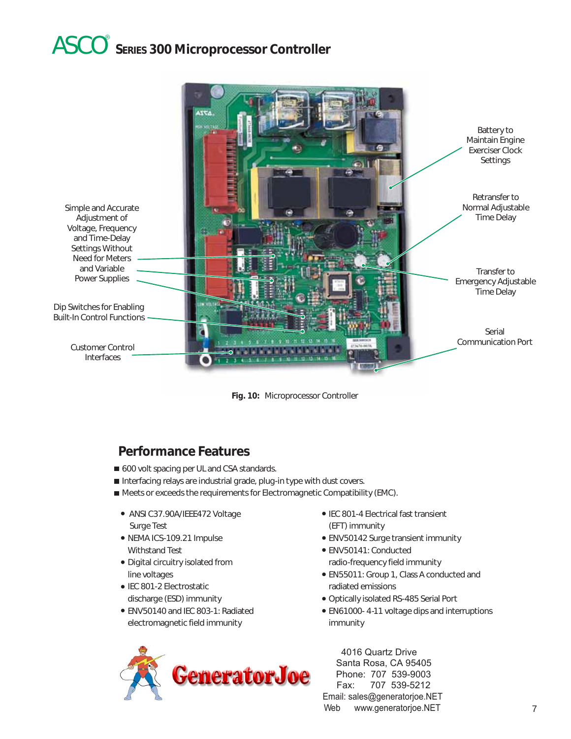# ASCO® SERIES 300 Microprocessor Controller

Battery to Maintain Engine Exerciser Clock Settings

Retransfer to Normal Adjustable Time Delay

Transfer to Emergency Adjustable Time Delay

Serial Communication Port

Simple and Accurate Adjustment of Voltage, Frequency and Time-Delay Settings Without Need for Meters and Variable Power Supplies

Dip Switches for Enabling Built-In Control Functions

Customer Control Interfaces

**Fig. 10:** Microprocessor Controller

## Performance Features

- 600 volt spacing per UL and CSA standards.
- Interfacing relays are industrial grade, plug-in type with dust covers.
- Meets or exceeds the requirements for Electromagnetic Compatibility (EMC).
  - ANSI C37.90A/IEEE472 Voltage Surge Test
  - NEMA ICS-109.21 Impulse Withstand Test
  - Digital circuitry isolated from line voltages
  - IEC 801-2 Electrostatic discharge (ESD) immunity
  - ENV50140 and IEC 803-1: Radiated electromagnetic field immunity
  - IEC 801-4 Electrical fast transient (EFT) immunity
  - ENV50142 Surge transient immunity
  - ENV50141: Conducted radio-frequency field immunity
  - EN55011: Group 1, Class A conducted and radiated emissions
  - Optically isolated RS-485 Serial Port
  - EN61000- 4-11 voltage dips and interruptions immunity

GeneratorJoe

4016 Quartz Drive
Santa Rosa, CA 95405
Phone: 707 539-9003
Fax: 707 539-5212
Email: sales@generatorjoe.NET
Web www.generatorjoe.NET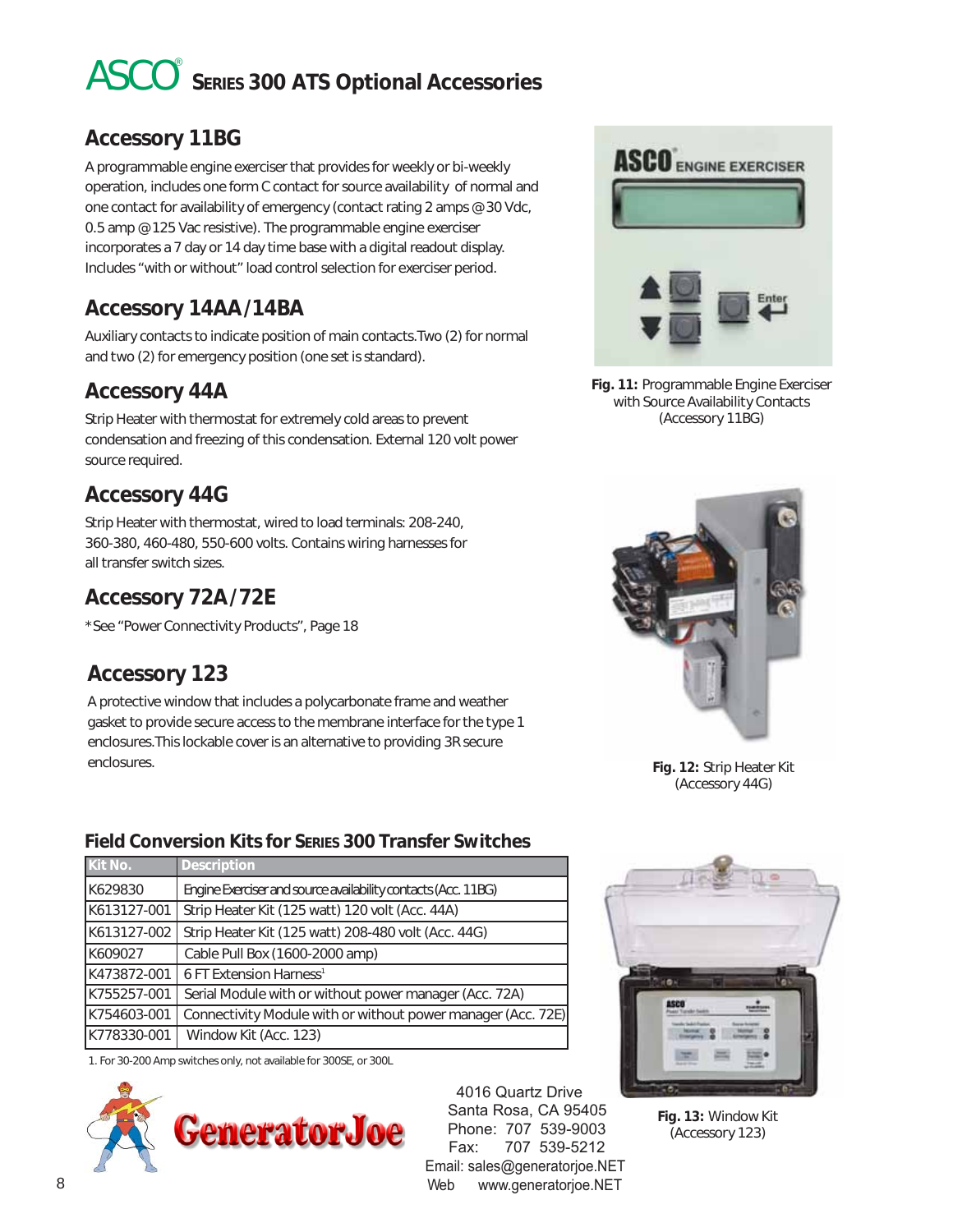# ASCO® Series 300 ATS Optional Accessories

## Accessory 11BG

A programmable engine exerciser that provides for weekly or bi-weekly operation, includes one form C contact for source availability of normal and one contact for availability of emergency (contact rating 2 amps @ 30 Vdc, 0.5 amp @ 125 Vac resistive). The programmable engine exerciser incorporates a 7 day or 14 day time base with a digital readout display. Includes "with or without" load control selection for exerciser period.

## Accessory 14AA/14BA

Auxiliary contacts to indicate position of main contacts.Two (2) for normal and two (2) for emergency position (one set is standard).

## Accessory 44A

Strip Heater with thermostat for extremely cold areas to prevent condensation and freezing of this condensation. External 120 volt power source required.

## Accessory 44G

Strip Heater with thermostat, wired to load terminals: 208-240, 360-380, 460-480, 550-600 volts. Contains wiring harnesses for all transfer switch sizes.

## Accessory 72A/72E

*See "Power Connectivity Products", Page 18

## Accessory 123

A protective window that includes a polycarbonate frame and weather gasket to provide secure access to the membrane interface for the type 1 enclosures.This lockable cover is an alternative to providing 3R secure enclosures.

**Fig. 11:** Programmable Engine Exerciser with Source Availability Contacts (Accessory 11BG)

**Fig. 12:** Strip Heater Kit (Accessory 44G)

## Field Conversion Kits for Series 300 Transfer Switches

| Kit No. | Description |
|---|---|
| K629830 | Engine Exerciser and source availability contacts (Acc. 11BG) |
| K613127-001 | Strip Heater Kit (125 watt) 120 volt (Acc. 44A) |
| K613127-002 | Strip Heater Kit (125 watt) 208-480 volt (Acc. 44G) |
| K609027 | Cable Pull Box (1600-2000 amp) |
| K473872-001 | 6 FT Extension Harness[1] |
| K755257-001 | Serial Module with or without power manager (Acc. 72A) |
| K754603-001 | Connectivity Module with or without power manager (Acc. 72E) |
| K778330-001 | Window Kit (Acc. 123) |

1. For 30-200 Amp switches only, not available for 300SE, or 300L

**Fig. 13:** Window Kit (Accessory 123)

GeneratorJoe

4016 Quartz Drive
Santa Rosa, CA 95405
Phone: 707 539-9003
Fax: 707 539-5212
Email: sales@generatorjoe.NET
Web www.generatorjoe.NET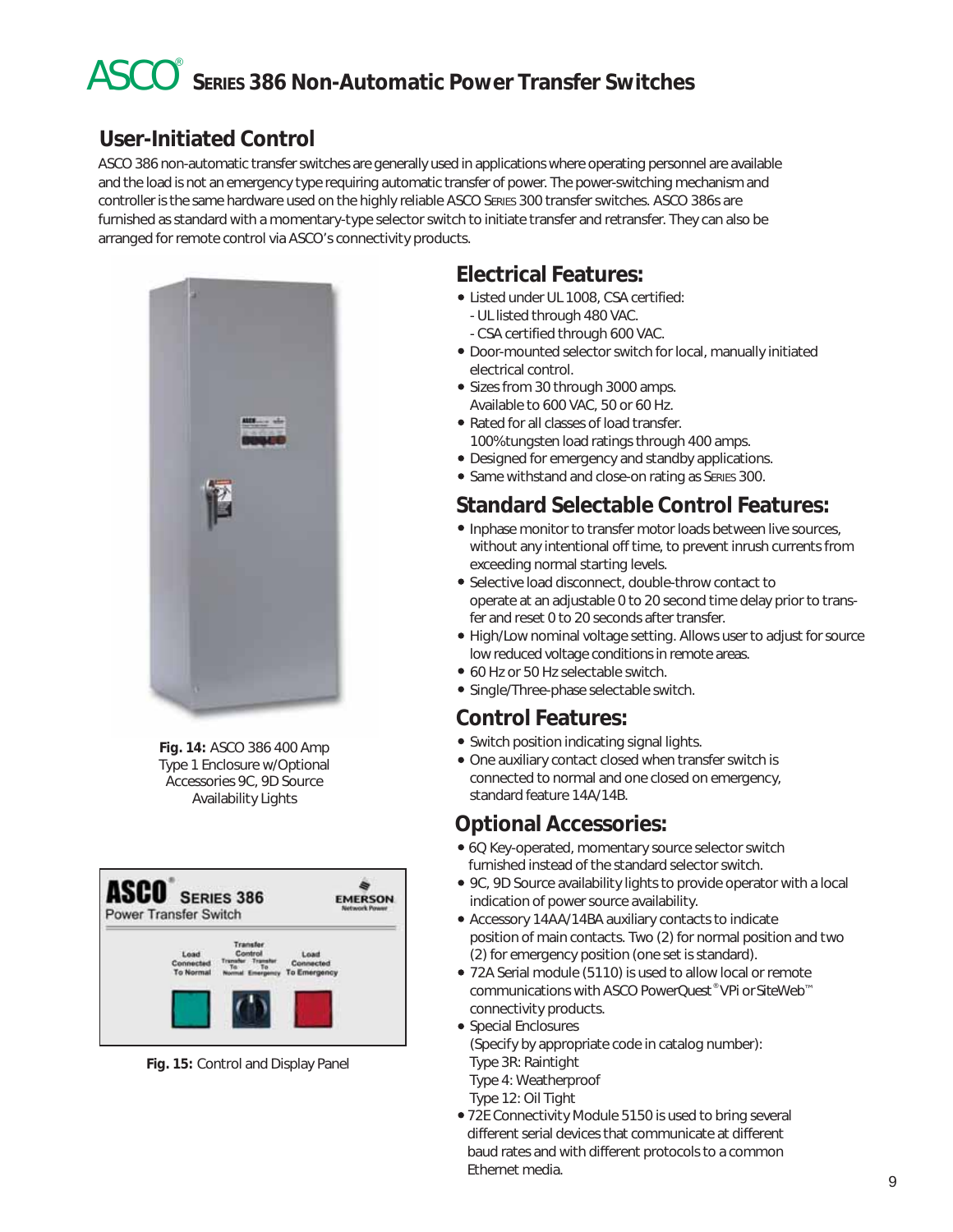# ASCO® Series 386 Non-Automatic Power Transfer Switches

## User-Initiated Control

ASCO 386 non-automatic transfer switches are generally used in applications where operating personnel are available and the load is not an emergency type requiring automatic transfer of power. The power-switching mechanism and controller is the same hardware used on the highly reliable ASCO Series 300 transfer switches. ASCO 386s are furnished as standard with a momentary-type selector switch to initiate transfer and retransfer. They can also be arranged for remote control via ASCO's connectivity products.

**Fig. 14:** ASCO 386 400 Amp Type 1 Enclosure w/Optional Accessories 9C, 9D Source Availability Lights

**Fig. 15:** Control and Display Panel

## Electrical Features:

- Listed under UL 1008, CSA certified:
  - UL listed through 480 VAC.
  - CSA certified through 600 VAC.
- Door-mounted selector switch for local, manually initiated electrical control.
- Sizes from 30 through 3000 amps. Available to 600 VAC, 50 or 60 Hz.
- Rated for all classes of load transfer. 100% tungsten load ratings through 400 amps.
- Designed for emergency and standby applications.
- Same withstand and close-on rating as Series 300.

## Standard Selectable Control Features:

- Inphase monitor to transfer motor loads between live sources, without any intentional off time, to prevent inrush currents from exceeding normal starting levels.
- Selective load disconnect, double-throw contact to operate at an adjustable 0 to 20 second time delay prior to transfer and reset 0 to 20 seconds after transfer.
- High/Low nominal voltage setting. Allows user to adjust for source low reduced voltage conditions in remote areas.
- 60 Hz or 50 Hz selectable switch.
- Single/Three-phase selectable switch.

## Control Features:

- Switch position indicating signal lights.
- One auxiliary contact closed when transfer switch is connected to normal and one closed on emergency, standard feature 14A/14B.

## Optional Accessories:

- 6Q Key-operated, momentary source selector switch furnished instead of the standard selector switch.
- 9C, 9D Source availability lights to provide operator with a local indication of power source availability.
- Accessory 14AA/14BA auxiliary contacts to indicate position of main contacts. Two (2) for normal position and two (2) for emergency position (one set is standard).
- 72A Serial module (5110) is used to allow local or remote communications with ASCO PowerQuest® VPi or SiteWeb™ connectivity products.
- Special Enclosures (Specify by appropriate code in catalog number):
  Type 3R: Raintight
  Type 4: Weatherproof
  Type 12: Oil Tight
- 72E Connectivity Module 5150 is used to bring several different serial devices that communicate at different baud rates and with different protocols to a common Ethernet media.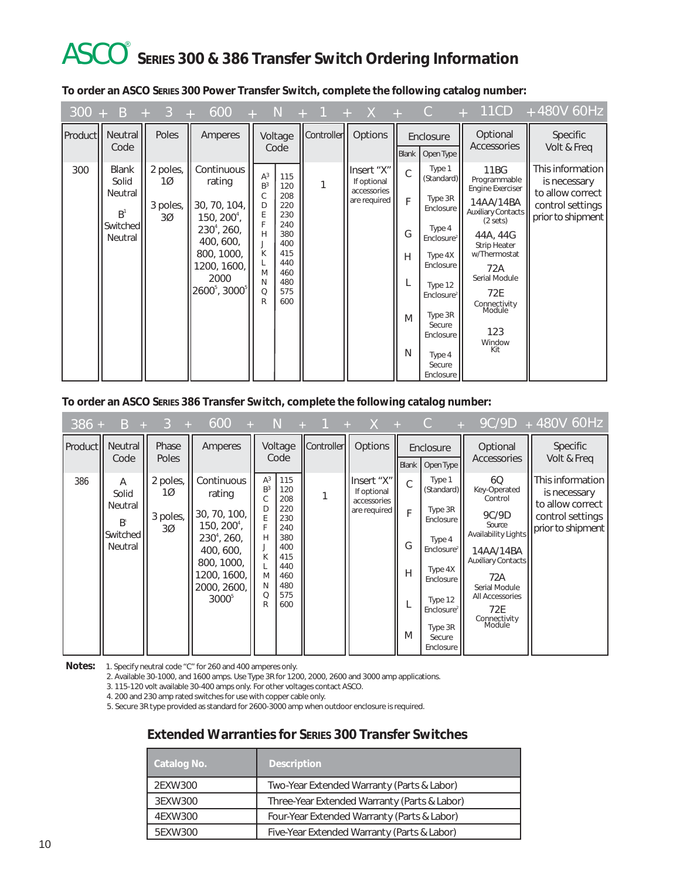# ASCO® SERIES 300 & 386 Transfer Switch Ordering Information

**To order an ASCO SERIES 300 Power Transfer Switch, complete the following catalog number:**

| 300 + | B + | 3 + | 600 + | N + | | 1 + | X + | C + | | 11CD | + 480V 60Hz |
|---|---|---|---|---|---|---|---|---|---|---|---|
| Product | Neutral Code | Poles | Amperes | Voltage Code | | Controller | Options | Enclosure | | Optional Accessories | Specific Volt & Freq |
| | | | | | | | | Blank | Open Type | | |
| 300 | Blank Solid Neutral<br><br>B[1] Switched Neutral | 2 poles, 1Ø<br><br>3 poles, 3Ø | Continuous rating<br><br>30, 70, 104, 150, 200[4], 230[4], 260, 400, 600, 800, 1000, 1200, 1600, 2000 2600[5], 3000[5] | A[3]<br>B[3]<br>C<br>D<br>E<br>F<br>H<br>J<br>K<br>L<br>M<br>N<br>Q<br>R | 115<br>120<br>208<br>220<br>230<br>240<br>380<br>400<br>415<br>440<br>460<br>480<br>575<br>600 | 1 | Insert "X" If optional accessories are required | C<br><br>F<br><br>G<br><br>H<br><br>L<br><br>M<br><br>N | Type 1 (Standard)<br><br>Type 3R Enclosure<br><br>Type 4 Enclosure[2]<br><br>Type 4X Enclosure<br><br>Type 12 Enclosure[2]<br><br>Type 3R Secure Enclosure<br><br>Type 4 Secure Enclosure | 11BG Programmable Engine Exerciser<br><br>14AA/14BA Auxiliary Contacts (2 sets)<br><br>44A, 44G Strip Heater w/Thermostat<br><br>72A Serial Module<br><br>72E Connectivity Module<br><br>123 Window Kit | This information is necessary to allow correct control settings prior to shipment |

**To order an ASCO SERIES 386 Transfer Switch, complete the following catalog number:**

| 386 + | B + | 3 + | 600 + | N + | | 1 + | X + | C + | | 9C/9D | + 480V 60Hz |
|---|---|---|---|---|---|---|---|---|---|---|---|
| Product | Neutral Code | Phase Poles | Amperes | Voltage Code | | Controller | Options | Enclosure | | Optional Accessories | Specific Volt & Freq |
| | | | | | | | | Blank | Open Type | | |
| 386 | A Solid Neutral<br><br>B[1] Switched Neutral | 2 poles, 1Ø<br><br>3 poles, 3Ø | Continuous rating<br><br>30, 70, 100, 150, 200[4], 230[4], 260, 400, 600, 800, 1000, 1200, 1600, 2000, 2600, 3000[5] | A[3]<br>B[3]<br>C<br>D<br>E<br>F<br>H<br>J<br>K<br>L<br>M<br>N<br>Q<br>R | 115<br>120<br>208<br>220<br>230<br>240<br>380<br>400<br>415<br>440<br>460<br>480<br>575<br>600 | 1 | Insert "X" If optional accessories are required | C<br><br>F<br><br>G<br><br>H<br><br>L<br><br>M | Type 1 (Standard)<br><br>Type 3R Enclosure<br><br>Type 4 Enclosure[2]<br><br>Type 4X Enclosure<br><br>Type 12 Enclosure[2]<br><br>Type 3R Secure Enclosure | 6Q Key-Operated Control<br><br>9C/9D Source Availability Lights<br><br>14AA/14BA Auxiliary Contacts<br><br>72A Serial Module All Accessories<br><br>72E Connectivity Module | This information is necessary to allow correct control settings prior to shipment |

**Notes:**
1. Specify neutral code "C" for 260 and 400 amperes only.
2. Available 30-1000, and 1600 amps. Use Type 3R for 1200, 2000, 2600 and 3000 amp applications.
3. 115-120 volt available 30-400 amps only. For other voltages contact ASCO.
4. 200 and 230 amp rated switches for use with copper cable only.
5. Secure 3R type provided as standard for 2600-3000 amp when outdoor enclosure is required.

## Extended Warranties for SERIES 300 Transfer Switches

| Catalog No. | Description |
|---|---|
| 2EXW300 | Two-Year Extended Warranty (Parts & Labor) |
| 3EXW300 | Three-Year Extended Warranty (Parts & Labor) |
| 4EXW300 | Four-Year Extended Warranty (Parts & Labor) |
| 5EXW300 | Five-Year Extended Warranty (Parts & Labor) |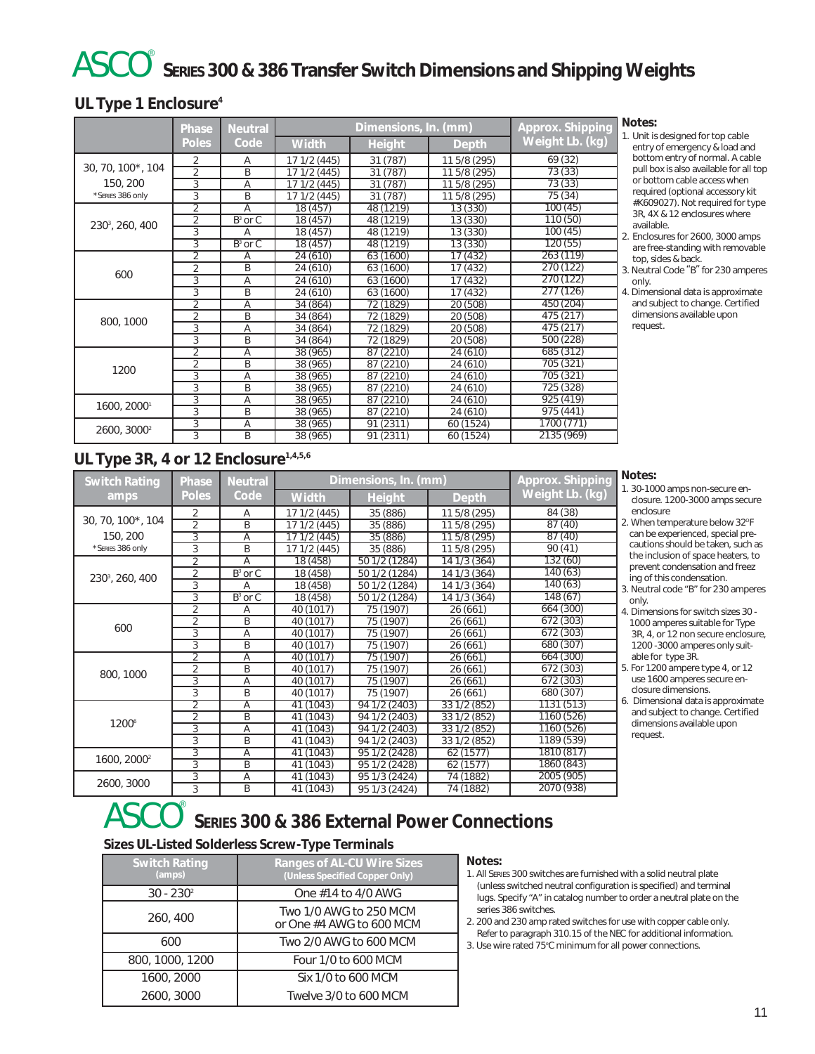# ASCO® SERIES 300 & 386 Transfer Switch Dimensions and Shipping Weights

## UL Type 1 Enclosure[4]

| | Phase Poles | Neutral Code | Dimensions, In. (mm) | | | Approx. Shipping Weight Lb. (kg) |
|---|---|---|---|---|---|---|
| | | | Width | Height | Depth | |
| 30, 70, 100*, 104 150, 200 *SERIES 386 only | 2 | A | 17 1/2 (445) | 31 (787) | 11 5/8 (295) | 69 (32) |
| | 2 | B | 17 1/2 (445) | 31 (787) | 11 5/8 (295) | 73 (33) |
| | 3 | A | 17 1/2 (445) | 31 (787) | 11 5/8 (295) | 73 (33) |
| | 3 | B | 17 1/2 (445) | 31 (787) | 11 5/8 (295) | 75 (34) |
| 230[3], 260, 400 | 2 | A | 18 (457) | 48 (1219) | 13 (330) | 100 (45) |
| | 2 | B[3] or C | 18 (457) | 48 (1219) | 13 (330) | 110 (50) |
| | 3 | A | 18 (457) | 48 (1219) | 13 (330) | 100 (45) |
| | 3 | B[3] or C | 18 (457) | 48 (1219) | 13 (330) | 120 (55) |
| 600 | 2 | A | 24 (610) | 63 (1600) | 17 (432) | 263 (119) |
| | 2 | B | 24 (610) | 63 (1600) | 17 (432) | 270 (122) |
| | 3 | A | 24 (610) | 63 (1600) | 17 (432) | 270 (122) |
| | 3 | B | 24 (610) | 63 (1600) | 17 (432) | 277 (126) |
| 800, 1000 | 2 | A | 34 (864) | 72 (1829) | 20 (508) | 450 (204) |
| | 2 | B | 34 (864) | 72 (1829) | 20 (508) | 475 (217) |
| | 3 | A | 34 (864) | 72 (1829) | 20 (508) | 475 (217) |
| | 3 | B | 34 (864) | 72 (1829) | 20 (508) | 500 (228) |
| 1200 | 2 | A | 38 (965) | 87 (2210) | 24 (610) | 685 (312) |
| | 2 | B | 38 (965) | 87 (2210) | 24 (610) | 705 (321) |
| | 3 | A | 38 (965) | 87 (2210) | 24 (610) | 705 (321) |
| | 3 | B | 38 (965) | 87 (2210) | 24 (610) | 725 (328) |
| 1600, 2000[1] | 3 | A | 38 (965) | 87 (2210) | 24 (610) | 925 (419) |
| | 3 | B | 38 (965) | 87 (2210) | 24 (610) | 975 (441) |
| 2600, 3000[2] | 3 | A | 38 (965) | 91 (2311) | 60 (1524) | 1700 (771) |
| | 3 | B | 38 (965) | 91 (2311) | 60 (1524) | 2135 (969) |

**Notes:**

1. Unit is designed for top cable entry of emergency & load and bottom entry of normal. A cable pull box is also available for all top or bottom cable access when required (optional accessory kit #K609027). Not required for type 3R, 4X & 12 enclosures where available.
2. Enclosures for 2600, 3000 amps are free-standing with removable top, sides & back.
3. Neutral Code "B" for 230 amperes only.
4. Dimensional data is approximate and subject to change. Certified dimensions available upon request.

## UL Type 3R, 4 or 12 Enclosure[1,4,5,6]

| Switch Rating amps | Phase Poles | Neutral Code | Dimensions, In. (mm) | | | Approx. Shipping Weight Lb. (kg) |
|---|---|---|---|---|---|---|
| | | | Width | Height | Depth | |
| 30, 70, 100*, 104 150, 200 *SERIES 386 only | 2 | A | 17 1/2 (445) | 35 (886) | 11 5/8 (295) | 84 (38) |
| | 2 | B | 17 1/2 (445) | 35 (886) | 11 5/8 (295) | 87 (40) |
| | 3 | A | 17 1/2 (445) | 35 (886) | 11 5/8 (295) | 87 (40) |
| | 3 | B | 17 1/2 (445) | 35 (886) | 11 5/8 (295) | 90 (41) |
| 230[3], 260, 400 | 2 | A | 18 (458) | 50 1/2 (1284) | 14 1/3 (364) | 132 (60) |
| | 2 | B[3] or C | 18 (458) | 50 1/2 (1284) | 14 1/3 (364) | 140 (63) |
| | 3 | A | 18 (458) | 50 1/2 (1284) | 14 1/3 (364) | 140 (63) |
| | 3 | B[3] or C | 18 (458) | 50 1/2 (1284) | 14 1/3 (364) | 148 (67) |
| 600 | 2 | A | 40 (1017) | 75 (1907) | 26 (661) | 664 (300) |
| | 2 | B | 40 (1017) | 75 (1907) | 26 (661) | 672 (303) |
| | 3 | A | 40 (1017) | 75 (1907) | 26 (661) | 672 (303) |
| | 3 | B | 40 (1017) | 75 (1907) | 26 (661) | 680 (307) |
| 800, 1000 | 2 | A | 40 (1017) | 75 (1907) | 26 (661) | 664 (300) |
| | 2 | B | 40 (1017) | 75 (1907) | 26 (661) | 672 (303) |
| | 3 | A | 40 (1017) | 75 (1907) | 26 (661) | 672 (303) |
| | 3 | B | 40 (1017) | 75 (1907) | 26 (661) | 680 (307) |
| 1200[6] | 2 | A | 41 (1043) | 94 1/2 (2403) | 33 1/2 (852) | 1131 (513) |
| | 2 | B | 41 (1043) | 94 1/2 (2403) | 33 1/2 (852) | 1160 (526) |
| | 3 | A | 41 (1043) | 94 1/2 (2403) | 33 1/2 (852) | 1160 (526) |
| | 3 | B | 41 (1043) | 94 1/2 (2403) | 33 1/2 (852) | 1189 (539) |
| 1600, 2000[2] | 3 | A | 41 (1043) | 95 1/2 (2428) | 62 (1577) | 1810 (817) |
| | 3 | B | 41 (1043) | 95 1/2 (2428) | 62 (1577) | 1860 (843) |
| 2600, 3000 | 3 | A | 41 (1043) | 95 1/3 (2424) | 74 (1882) | 2005 (905) |
| | 3 | B | 41 (1043) | 95 1/3 (2424) | 74 (1882) | 2070 (938) |

**Notes:**

1. 30-1000 amps non-secure enclosure. 1200-3000 amps secure enclosure
2. When temperature below 32°F can be experienced, special precautions should be taken, such as the inclusion of space heaters, to prevent condensation and freezing of this condensation.
3. Neutral code "B" for 230 amperes only.
4. Dimensions for switch sizes 30 - 1000 amperes suitable for Type 3R, 4, or 12 non secure enclosure, 1200 -3000 amperes only suitable for type 3R.
5. For 1200 ampere type 4, or 12 use 1600 amperes secure enclosure dimensions.
6. Dimensional data is approximate and subject to change. Certified dimensions available upon request.

# ASCO® SERIES 300 & 386 External Power Connections

### Sizes UL-Listed Solderless Screw-Type Terminals

| Switch Rating (amps) | Ranges of AL-CU Wire Sizes (Unless Specified Copper Only) |
|---|---|
| 30 - 230[2] | One #14 to 4/0 AWG |
| 260, 400 | Two 1/0 AWG to 250 MCM or One #4 AWG to 600 MCM |
| 600 | Two 2/0 AWG to 600 MCM |
| 800, 1000, 1200 | Four 1/0 to 600 MCM |
| 1600, 2000 | Six 1/0 to 600 MCM |
| 2600, 3000 | Twelve 3/0 to 600 MCM |

**Notes:**

1. All SERIES 300 switches are furnished with a solid neutral plate (unless switched neutral configuration is specified) and terminal lugs. Specify "A" in catalog number to order a neutral plate on the series 386 switches.
2. 200 and 230 amp rated switches for use with copper cable only. Refer to paragraph 310.15 of the NEC for additional information.
3. Use wire rated 75°C minimum for all power connections.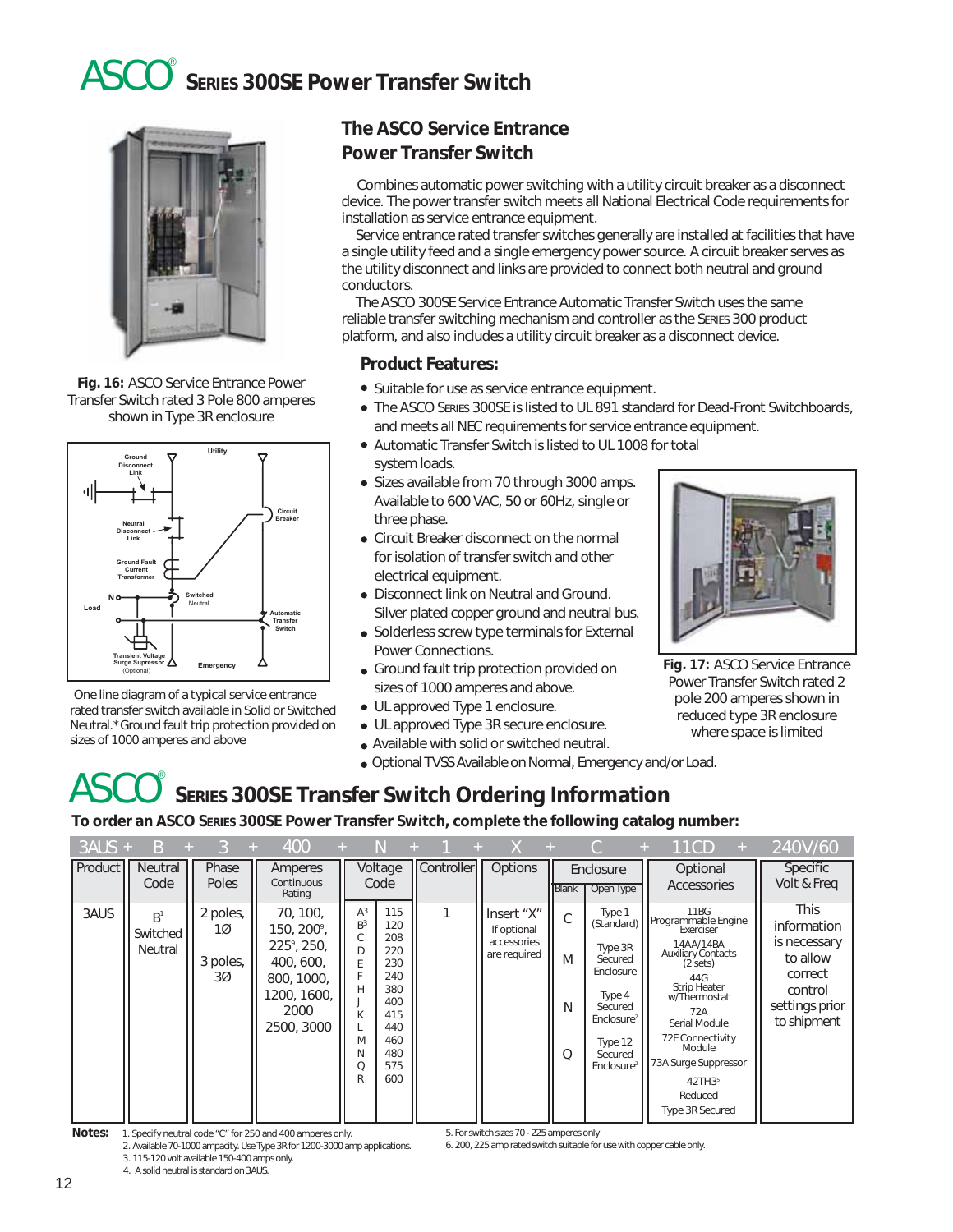# ASCO® SERIES 300SE Power Transfer Switch

Fig. 16: ASCO Service Entrance Power Transfer Switch rated 3 Pole 800 amperes shown in Type 3R enclosure

One line diagram of a typical service entrance rated transfer switch available in Solid or Switched Neutral.*Ground fault trip protection provided on sizes of 1000 amperes and above

## The ASCO Service Entrance Power Transfer Switch

Combines automatic power switching with a utility circuit breaker as a disconnect device. The power transfer switch meets all National Electrical Code requirements for installation as service entrance equipment.

Service entrance rated transfer switches generally are installed at facilities that have a single utility feed and a single emergency power source. A circuit breaker serves as the utility disconnect and links are provided to connect both neutral and ground conductors.

The ASCO 300SE Service Entrance Automatic Transfer Switch uses the same reliable transfer switching mechanism and controller as the SERIES 300 product platform, and also includes a utility circuit breaker as a disconnect device.

### Product Features:

- Suitable for use as service entrance equipment.
- The ASCO SERIES 300SE is listed to UL 891 standard for Dead-Front Switchboards, and meets all NEC requirements for service entrance equipment.
- Automatic Transfer Switch is listed to UL 1008 for total system loads.
- Sizes available from 70 through 3000 amps. Available to 600 VAC, 50 or 60Hz, single or three phase.
- Circuit Breaker disconnect on the normal for isolation of transfer switch and other electrical equipment.
- Disconnect link on Neutral and Ground. Silver plated copper ground and neutral bus.
- Solderless screw type terminals for External Power Connections.
- Ground fault trip protection provided on sizes of 1000 amperes and above.
- UL approved Type 1 enclosure.
- UL approved Type 3R secure enclosure.
- Available with solid or switched neutral.
- Optional TVSS Available on Normal, Emergency and/or Load.

Fig. 17: ASCO Service Entrance Power Transfer Switch rated 2 pole 200 amperes shown in reduced type 3R enclosure where space is limited

# ASCO® SERIES 300SE Transfer Switch Ordering Information

**To order an ASCO SERIES 300SE Power Transfer Switch, complete the following catalog number:**

| 3AUS + | B + | 3 + | 400 + | N + | | 1 + | X + | C + | | 11CD + | 240V/60 |
|---|---|---|---|---|---|---|---|---|---|---|---|
| Product | Neutral Code | Phase Poles | Amperes Continuous Rating | Voltage Code | | Controller | Options | Enclosure | | Optional Accessories | Specific Volt & Freq |
| | | | | | | | | Blank | Open Type | | |
| 3AUS | B[1] Switched Neutral | 2 poles, 1Ø<br>3 poles, 3Ø | 70, 100, 150, 200[6], 225[6], 250, 400, 600, 800, 1000, 1200, 1600, 2000 2500, 3000 | A[3]<br>B[3]<br>C<br>D<br>E<br>F<br>H<br>J<br>K<br>L<br>M<br>N<br>Q<br>R | 115<br>120<br>208<br>220<br>230<br>240<br>380<br>400<br>415<br>440<br>460<br>480<br>575<br>600 | 1 | Insert "X" If optional accessories are required | C<br>M<br>N<br>Q | Type 1 (Standard)<br>Type 3R Secured Enclosure<br>Type 4 Secured Enclosure[2]<br>Type 12 Secured Enclosure[2] | 11BG Programmable Engine Exerciser<br>14AA/14BA Auxiliary Contacts (2 sets)<br>44G Strip Heater w/Thermostat<br>72A Serial Module<br>72E Connectivity Module<br>73A Surge Suppressor<br>42TH3[5] Reduced Type 3R Secured | This information is necessary to allow correct control settings prior to shipment |

**Notes:**
1. Specify neutral code "C" for 250 and 400 amperes only.
2. Available 70-1000 ampacity. Use Type 3R for 1200-3000 amp applications.
3. 115-120 volt available 150-400 amps only.
4. A solid neutral is standard on 3AUS.
5. For switch sizes 70 - 225 amperes only
6. 200, 225 amp rated switch suitable for use with copper cable only.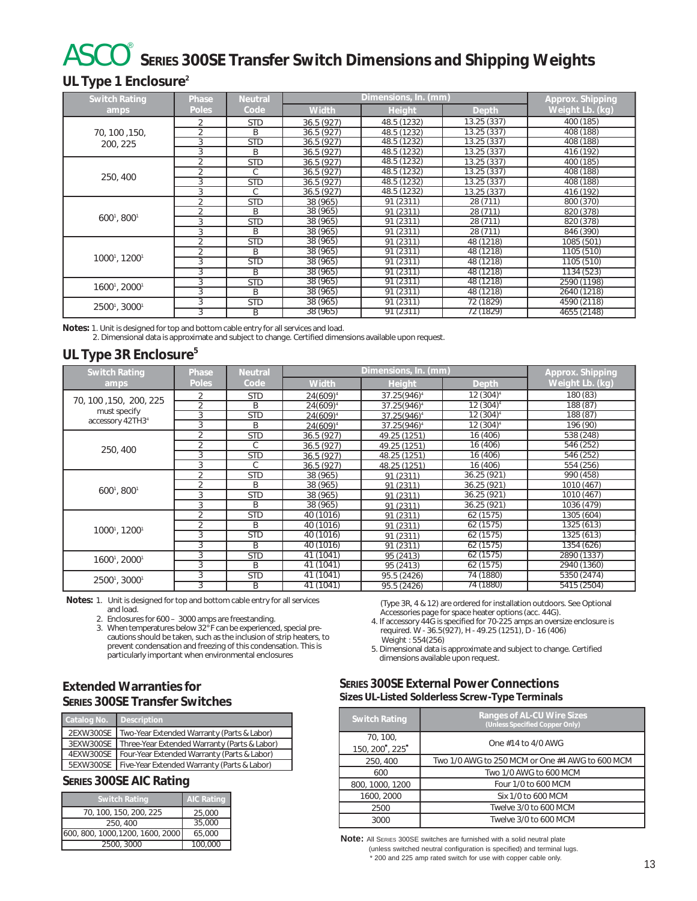# ASCO® SERIES 300SE Transfer Switch Dimensions and Shipping Weights

## UL Type 1 Enclosure[2]

| Switch Rating amps | Phase Poles | Neutral Code | Dimensions, In. (mm) | | | Approx. Shipping Weight Lb. (kg) |
|---|---|---|---|---|---|---|
| | | | Width | Height | Depth | |
| 70, 100 ,150, 200, 225 | 2 | STD | 36.5 (927) | 48.5 (1232) | 13.25 (337) | 400 (185) |
| | 2 | B | 36.5 (927) | 48.5 (1232) | 13.25 (337) | 408 (188) |
| | 3 | STD | 36.5 (927) | 48.5 (1232) | 13.25 (337) | 408 (188) |
| | 3 | B | 36.5 (927) | 48.5 (1232) | 13.25 (337) | 416 (192) |
| 250, 400 | 2 | STD | 36.5 (927) | 48.5 (1232) | 13.25 (337) | 400 (185) |
| | 2 | C | 36.5 (927) | 48.5 (1232) | 13.25 (337) | 408 (188) |
| | 3 | STD | 36.5 (927) | 48.5 (1232) | 13.25 (337) | 408 (188) |
| | 3 | C | 36.5 (927) | 48.5 (1232) | 13.25 (337) | 416 (192) |
| 600[1], 800[1] | 2 | STD | 38 (965) | 91 (2311) | 28 (711) | 800 (370) |
| | 2 | B | 38 (965) | 91 (2311) | 28 (711) | 820 (378) |
| | 3 | STD | 38 (965) | 91 (2311) | 28 (711) | 820 (378) |
| | 3 | B | 38 (965) | 91 (2311) | 28 (711) | 846 (390) |
| 1000[1], 1200[1] | 2 | STD | 38 (965) | 91 (2311) | 48 (1218) | 1085 (501) |
| | 2 | B | 38 (965) | 91 (2311) | 48 (1218) | 1105 (510) |
| | 3 | STD | 38 (965) | 91 (2311) | 48 (1218) | 1105 (510) |
| | 3 | B | 38 (965) | 91 (2311) | 48 (1218) | 1134 (523) |
| 1600[1], 2000[1] | 3 | STD | 38 (965) | 91 (2311) | 48 (1218) | 2590 (1198) |
| | 3 | B | 38 (965) | 91 (2311) | 48 (1218) | 2640 (1218) |
| 2500[1], 3000[1] | 3 | STD | 38 (965) | 91 (2311) | 72 (1829) | 4590 (2118) |
| | 3 | B | 38 (965) | 91 (2311) | 72 (1829) | 4655 (2148) |

**Notes:** 1. Unit is designed for top and bottom cable entry for all services and load.
2. Dimensional data is approximate and subject to change. Certified dimensions available upon request.

## UL Type 3R Enclosure[5]

| Switch Rating amps | Phase Poles | Neutral Code | Dimensions, In. (mm) | | | Approx. Shipping Weight Lb. (kg) |
|---|---|---|---|---|---|---|
| | | | Width | Height | Depth | |
| 70, 100 ,150, 200, 225 must specify accessory 42TH3[4] | 2 | STD | 24(609)[4] | 37.25(946)[4] | 12 (304)[4] | 180 (83) |
| | 2 | B | 24(609)[4] | 37.25(946)[4] | 12 (304)[4] | 188 (87) |
| | 3 | STD | 24(609)[4] | 37.25(946)[4] | 12 (304)[4] | 188 (87) |
| | 3 | B | 24(609)[4] | 37.25(946)[4] | 12 (304)[4] | 196 (90) |
| 250, 400 | 2 | STD | 36.5 (927) | 49.25 (1251) | 16 (406) | 538 (248) |
| | 2 | C | 36.5 (927) | 49.25 (1251) | 16 (406) | 546 (252) |
| | 3 | STD | 36.5 (927) | 48.25 (1251) | 16 (406) | 546 (252) |
| | 3 | C | 36.5 (927) | 48.25 (1251) | 16 (406) | 554 (256) |
| 600[1], 800[1] | 2 | STD | 38 (965) | 91 (2311) | 36.25 (921) | 990 (458) |
| | 2 | B | 38 (965) | 91 (2311) | 36.25 (921) | 1010 (467) |
| | 3 | STD | 38 (965) | 91 (2311) | 36.25 (921) | 1010 (467) |
| | 3 | B | 38 (965) | 91 (2311) | 36.25 (921) | 1036 (479) |
| 1000[1], 1200[1] | 2 | STD | 40 (1016) | 91 (2311) | 62 (1575) | 1305 (604) |
| | 2 | B | 40 (1016) | 91 (2311) | 62 (1575) | 1325 (613) |
| | 3 | STD | 40 (1016) | 91 (2311) | 62 (1575) | 1325 (613) |
| | 3 | B | 40 (1016) | 91 (2311) | 62 (1575) | 1354 (626) |
| 1600[1], 2000[1] | 3 | STD | 41 (1041) | 95 (2413) | 62 (1575) | 2890 (1337) |
| | 3 | B | 41 (1041) | 95 (2413) | 62 (1575) | 2940 (1360) |
| 2500[1], 3000[1] | 3 | STD | 41 (1041) | 95.5 (2426) | 74 (1880) | 5350 (2474) |
| | 3 | B | 41 (1041) | 95.5 (2426) | 74 (1880) | 5415 (2504) |

**Notes:** 1. Unit is designed for top and bottom cable entry for all services and load.
2. Enclosures for 600 – 3000 amps are freestanding.
3. When temperatures below 32° F can be experienced, special precautions should be taken, such as the inclusion of strip heaters, to prevent condensation and freezing of this condensation. This is particularly important when environmental enclosures (Type 3R, 4 & 12) are ordered for installation outdoors. See Optional Accessories page for space heater options (acc. 44G).
4. If accessory 44G is specified for 70-225 amps an oversize enclosure is required. W - 36.5(927), H - 49.25 (1251), D - 16 (406) Weight : 554(256)
5. Dimensional data is approximate and subject to change. Certified dimensions available upon request.

## Extended Warranties for SERIES 300SE Transfer Switches

| Catalog No. | Description |
|---|---|
| 2EXW300SE | Two-Year Extended Warranty (Parts & Labor) |
| 3EXW300SE | Three-Year Extended Warranty (Parts & Labor) |
| 4EXW300SE | Four-Year Extended Warranty (Parts & Labor) |
| 5EXW300SE | Five-Year Extended Warranty (Parts & Labor) |

## SERIES 300SE AIC Rating

| Switch Rating | AIC Rating |
|---|---|
| 70, 100, 150, 200, 225 | 25,000 |
| 250, 400 | 35,000 |
| 600, 800, 1000,1200, 1600, 2000 | 65,000 |
| 2500, 3000 | 100,000 |

## SERIES 300SE External Power Connections

### Sizes UL-Listed Solderless Screw-Type Terminals

| Switch Rating | Ranges of AL-CU Wire Sizes (Unless Specified Copper Only) |
|---|---|
| 70, 100, 150, 200*, 225* | One #14 to 4/0 AWG |
| 250, 400 | Two 1/0 AWG to 250 MCM or One #4 AWG to 600 MCM |
| 600 | Two 1/0 AWG to 600 MCM |
| 800, 1000, 1200 | Four 1/0 to 600 MCM |
| 1600, 2000 | Six 1/0 to 600 MCM |
| 2500 | Twelve 3/0 to 600 MCM |
| 3000 | Twelve 3/0 to 600 MCM |

**Note:** All SERIES 300SE switches are furnished with a solid neutral plate (unless switched neutral configuration is specified) and terminal lugs.
* 200 and 225 amp rated switch for use with copper cable only.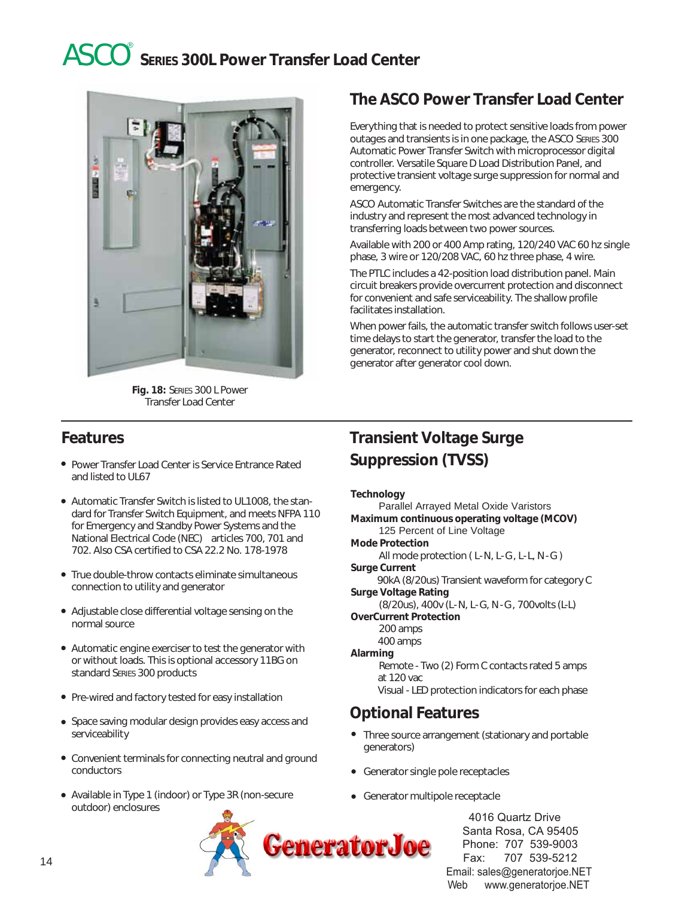# ASCO® SERIES 300L Power Transfer Load Center

Fig. 18: SERIES 300 L Power Transfer Load Center

## The ASCO Power Transfer Load Center

Everything that is needed to protect sensitive loads from power outages and transients is in one package, the ASCO SERIES 300 Automatic Power Transfer Switch with microprocessor digital controller. Versatile Square D Load Distribution Panel, and protective transient voltage surge suppression for normal and emergency.

ASCO Automatic Transfer Switches are the standard of the industry and represent the most advanced technology in transferring loads between two power sources.

Available with 200 or 400 Amp rating, 120/240 VAC 60 hz single phase, 3 wire or 120/208 VAC, 60 hz three phase, 4 wire.

The PTLC includes a 42-position load distribution panel. Main circuit breakers provide overcurrent protection and disconnect for convenient and safe serviceability. The shallow profile facilitates installation.

When power fails, the automatic transfer switch follows user-set time delays to start the generator, transfer the load to the generator, reconnect to utility power and shut down the generator after generator cool down.

## Features

- Power Transfer Load Center is Service Entrance Rated and listed to UL67
- Automatic Transfer Switch is listed to UL1008, the standard for Transfer Switch Equipment, and meets NFPA 110 for Emergency and Standby Power Systems and the National Electrical Code (NEC) articles 700, 701 and 702. Also CSA certified to CSA 22.2 No. 178-1978
- True double-throw contacts eliminate simultaneous connection to utility and generator
- Adjustable close differential voltage sensing on the normal source
- Automatic engine exerciser to test the generator with or without loads. This is optional accessory 11BG on standard SERIES 300 products
- Pre-wired and factory tested for easy installation
- Space saving modular design provides easy access and serviceability
- Convenient terminals for connecting neutral and ground conductors
- Available in Type 1 (indoor) or Type 3R (non-secure outdoor) enclosures

## Transient Voltage Surge Suppression (TVSS)

**Technology**
Parallel Arrayed Metal Oxide Varistors

**Maximum continuous operating voltage (MCOV)**
125 Percent of Line Voltage

**Mode Protection**
All mode protection ( L-N, L-G, L-L, N-G )

**Surge Current**
90kA (8/20us) Transient waveform for category C

**Surge Voltage Rating**
(8/20us), 400v (L-N, L-G, N-G, 700volts (L-L)

**OverCurrent Protection**
200 amps
400 amps

**Alarming**
Remote - Two (2) Form C contacts rated 5 amps at 120 vac
Visual - LED protection indicators for each phase

## Optional Features

- Three source arrangement (stationary and portable generators)
- Generator single pole receptacles
- Generator multipole receptacle

GeneratorJoe

4016 Quartz Drive
Santa Rosa, CA 95405
Phone: 707 539-9003
Fax: 707 539-5212
Email: sales@generatorjoe.NET
Web www.generatorjoe.NET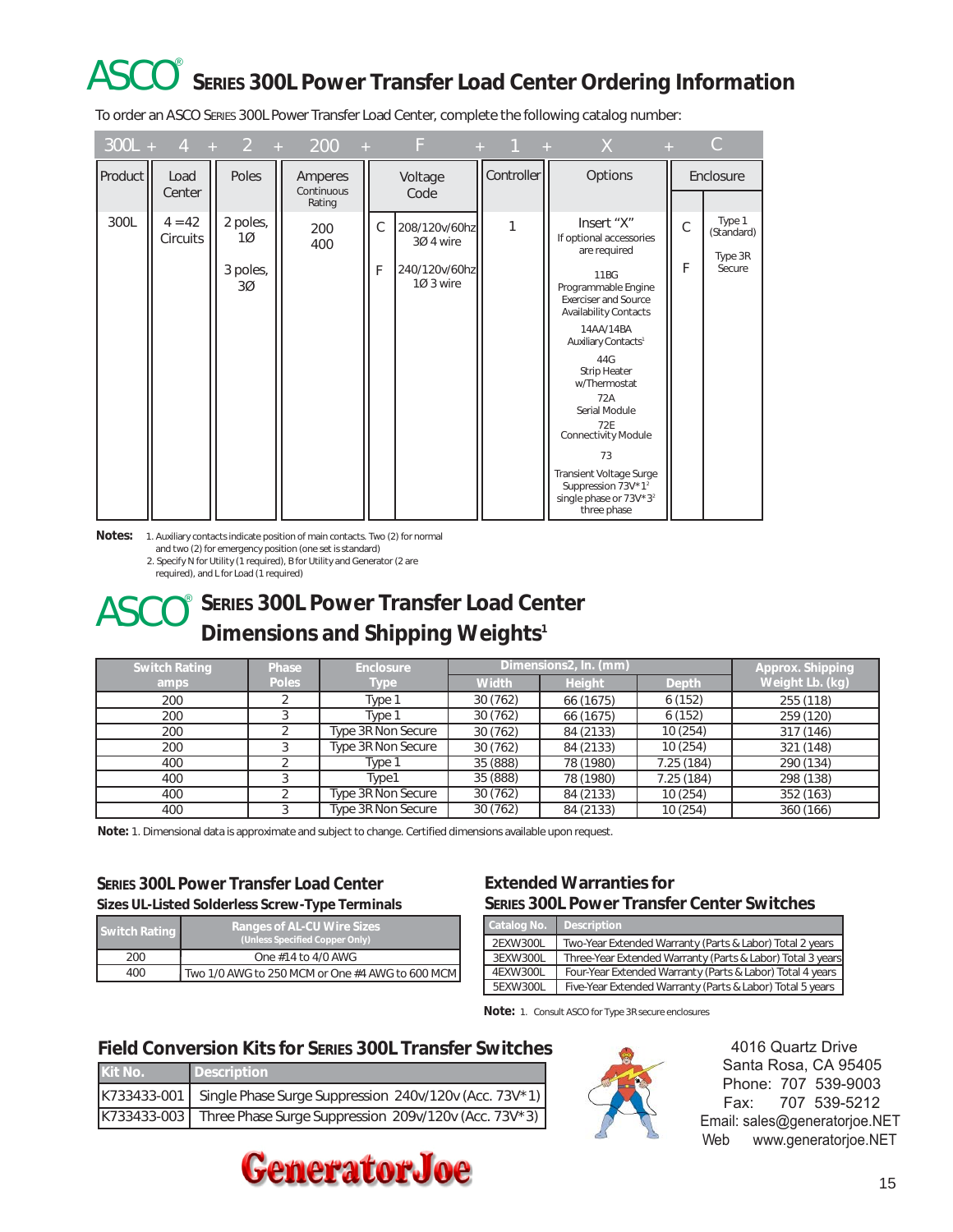# ASCO® SERIES 300L Power Transfer Load Center Ordering Information

To order an ASCO SERIES 300L Power Transfer Load Center, complete the following catalog number:

| 300L + | 4 + | 2 + | 200 + | F + | 1 + | X + | C |
|---|---|---|---|---|---|---|---|
| Product | Load Center | Poles | Amperes Continuous Rating | Voltage Code | Controller | Options | Enclosure |
| 300L | 4 = 42 Circuits | 2 poles, 1Ø<br>3 poles, 3Ø | 200<br>400 | C 208/120v/60hz 3Ø 4 wire<br>F 240/120v/60hz 1Ø 3 wire | 1 | Insert "X" If optional accessories are required<br>11BG Programmable Engine Exerciser and Source Availability Contacts<br>14AA/14BA Auxiliary Contacts[1]<br>44G Strip Heater w/Thermostat<br>72A Serial Module<br>72E Connectivity Module<br>73 Transient Voltage Surge Suppression 73V*1[2] single phase or 73V*3[2] three phase | C Type 1 (Standard)<br>F Type 3R Secure |

**Notes:**
1. Auxiliary contacts indicate position of main contacts. Two (2) for normal and two (2) for emergency position (one set is standard)
2. Specify N for Utility (1 required), B for Utility and Generator (2 are required), and L for Load (1 required)

# ASCO® SERIES 300L Power Transfer Load Center Dimensions and Shipping Weights[1]

| Switch Rating amps | Phase Poles | Enclosure Type | Dimensions2, In. (mm) Width | Height | Depth | Approx. Shipping Weight Lb. (kg) |
|---|---|---|---|---|---|---|
| 200 | 2 | Type 1 | 30 (762) | 66 (1675) | 6 (152) | 255 (118) |
| 200 | 3 | Type 1 | 30 (762) | 66 (1675) | 6 (152) | 259 (120) |
| 200 | 2 | Type 3R Non Secure | 30 (762) | 84 (2133) | 10 (254) | 317 (146) |
| 200 | 3 | Type 3R Non Secure | 30 (762) | 84 (2133) | 10 (254) | 321 (148) |
| 400 | 2 | Type 1 | 35 (888) | 78 (1980) | 7.25 (184) | 290 (134) |
| 400 | 3 | Type1 | 35 (888) | 78 (1980) | 7.25 (184) | 298 (138) |
| 400 | 2 | Type 3R Non Secure | 30 (762) | 84 (2133) | 10 (254) | 352 (163) |
| 400 | 3 | Type 3R Non Secure | 30 (762) | 84 (2133) | 10 (254) | 360 (166) |

**Note:** 1. Dimensional data is approximate and subject to change. Certified dimensions available upon request.

### SERIES 300L Power Transfer Load Center
**Sizes UL-Listed Solderless Screw-Type Terminals**

| Switch Rating | Ranges of AL-CU Wire Sizes (Unless Specified Copper Only) |
|---|---|
| 200 | One #14 to 4/0 AWG |
| 400 | Two 1/0 AWG to 250 MCM or One #4 AWG to 600 MCM |

### Extended Warranties for SERIES 300L Power Transfer Center Switches

| Catalog No. | Description |
|---|---|
| 2EXW300L | Two-Year Extended Warranty (Parts & Labor) Total 2 years |
| 3EXW300L | Three-Year Extended Warranty (Parts & Labor) Total 3 years |
| 4EXW300L | Four-Year Extended Warranty (Parts & Labor) Total 4 years |
| 5EXW300L | Five-Year Extended Warranty (Parts & Labor) Total 5 years |

**Note:** 1. Consult ASCO for Type 3R secure enclosures

### Field Conversion Kits for SERIES 300L Transfer Switches

| Kit No. | Description |
|---|---|
| K733433-001 | Single Phase Surge Suppression 240v/120v (Acc. 73V*1) |
| K733433-003 | Three Phase Surge Suppression 209v/120v (Acc. 73V*3) |

4016 Quartz Drive
Santa Rosa, CA 95405
Phone: 707 539-9003
Fax: 707 539-5212
Email: sales@generatorjoe.NET
Web www.generatorjoe.NET

GeneratorJoe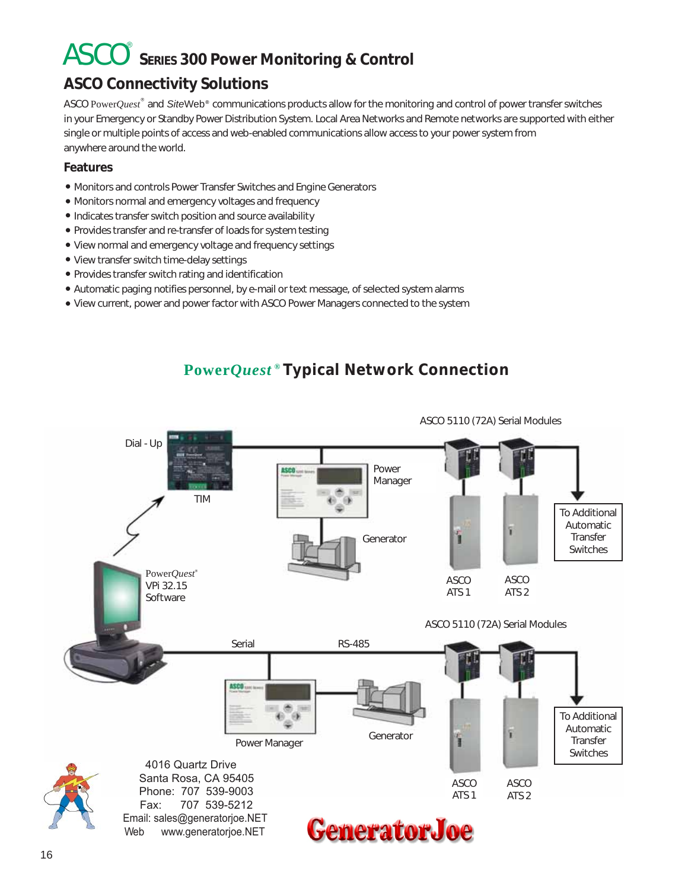# ASCO® SERIES 300 Power Monitoring & Control

## ASCO Connectivity Solutions

ASCO Power*Quest*® and *Site*Web® communications products allow for the monitoring and control of power transfer switches in your Emergency or Standby Power Distribution System. Local Area Networks and Remote networks are supported with either single or multiple points of access and web-enabled communications allow access to your power system from anywhere around the world.

### Features

- Monitors and controls Power Transfer Switches and Engine Generators
- Monitors normal and emergency voltages and frequency
- Indicates transfer switch position and source availability
- Provides transfer and re-transfer of loads for system testing
- View normal and emergency voltage and frequency settings
- View transfer switch time-delay settings
- Provides transfer switch rating and identification
- Automatic paging notifies personnel, by e-mail or text message, of selected system alarms
- View current, power and power factor with ASCO Power Managers connected to the system

## Power*Quest*® Typical Network Connection

ASCO 5110 (72A) Serial Modules

Dial - Up

TIM

Power Manager

Generator

To Additional Automatic Transfer Switches

ASCO ATS 1

ASCO ATS 2

Power*Quest*® VPi 32.15 Software

ASCO 5110 (72A) Serial Modules

Serial

RS-485

Power Manager

Generator

To Additional Automatic Transfer Switches

ASCO ATS 1

ASCO ATS 2

4016 Quartz Drive
Santa Rosa, CA 95405
Phone: 707 539-9003
Fax: 707 539-5212
Email: sales@generatorjoe.NET
Web www.generatorjoe.NET

GeneratorJoe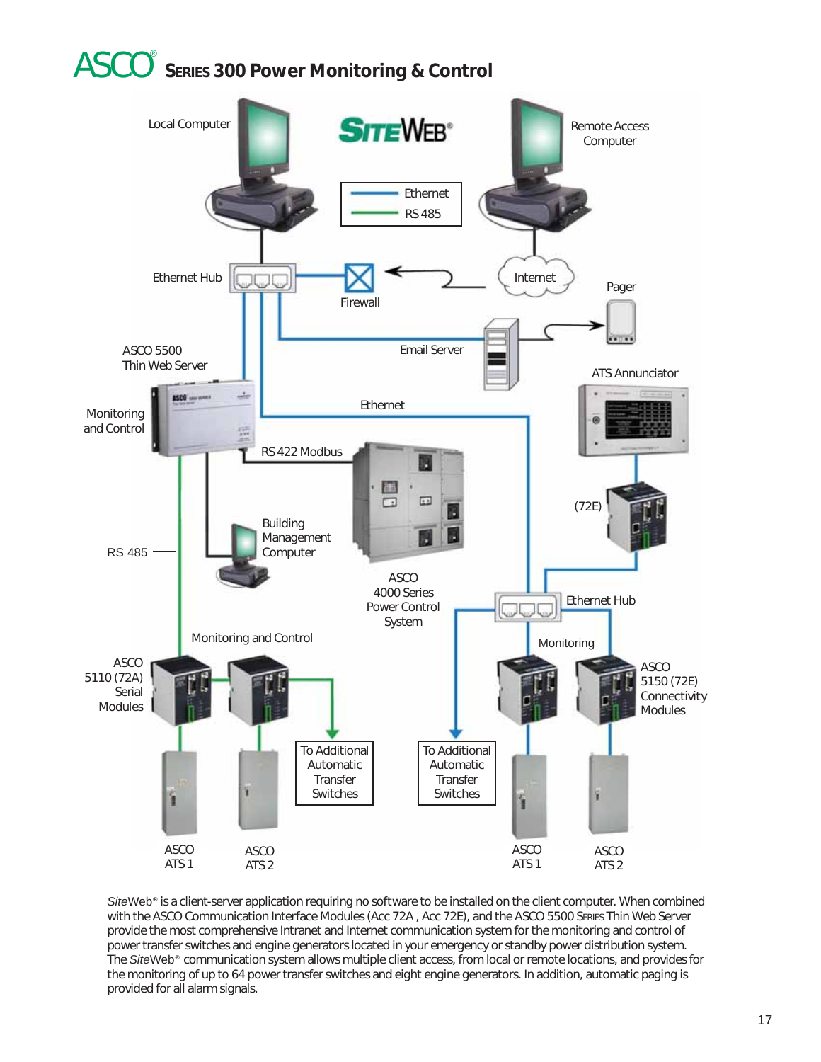# ASCO® SERIES 300 Power Monitoring & Control

Local Computer

SITEWEB®

Remote Access Computer

Ethernet

RS 485

Ethernet Hub

Firewall

Internet

Pager

Email Server

ASCO 5500 Thin Web Server

Monitoring and Control

ATS Annunciator

Ethernet

RS 422 Modbus

(72E)

Building Management Computer

RS 485

ASCO 4000 Series Power Control System

Ethernet Hub

Monitoring and Control

Monitoring

ASCO 5110 (72A) Serial Modules

ASCO 5150 (72E) Connectivity Modules

To Additional Automatic Transfer Switches

To Additional Automatic Transfer Switches

ASCO ATS 1

ASCO ATS 2

ASCO ATS 1

ASCO ATS 2

*Site*Web® is a client-server application requiring no software to be installed on the client computer. When combined with the ASCO Communication Interface Modules (Acc 72A , Acc 72E), and the ASCO 5500 SERIES Thin Web Server provide the most comprehensive Intranet and Internet communication system for the monitoring and control of power transfer switches and engine generators located in your emergency or standby power distribution system. The *Site*Web® communication system allows multiple client access, from local or remote locations, and provides for the monitoring of up to 64 power transfer switches and eight engine generators. In addition, automatic paging is provided for all alarm signals.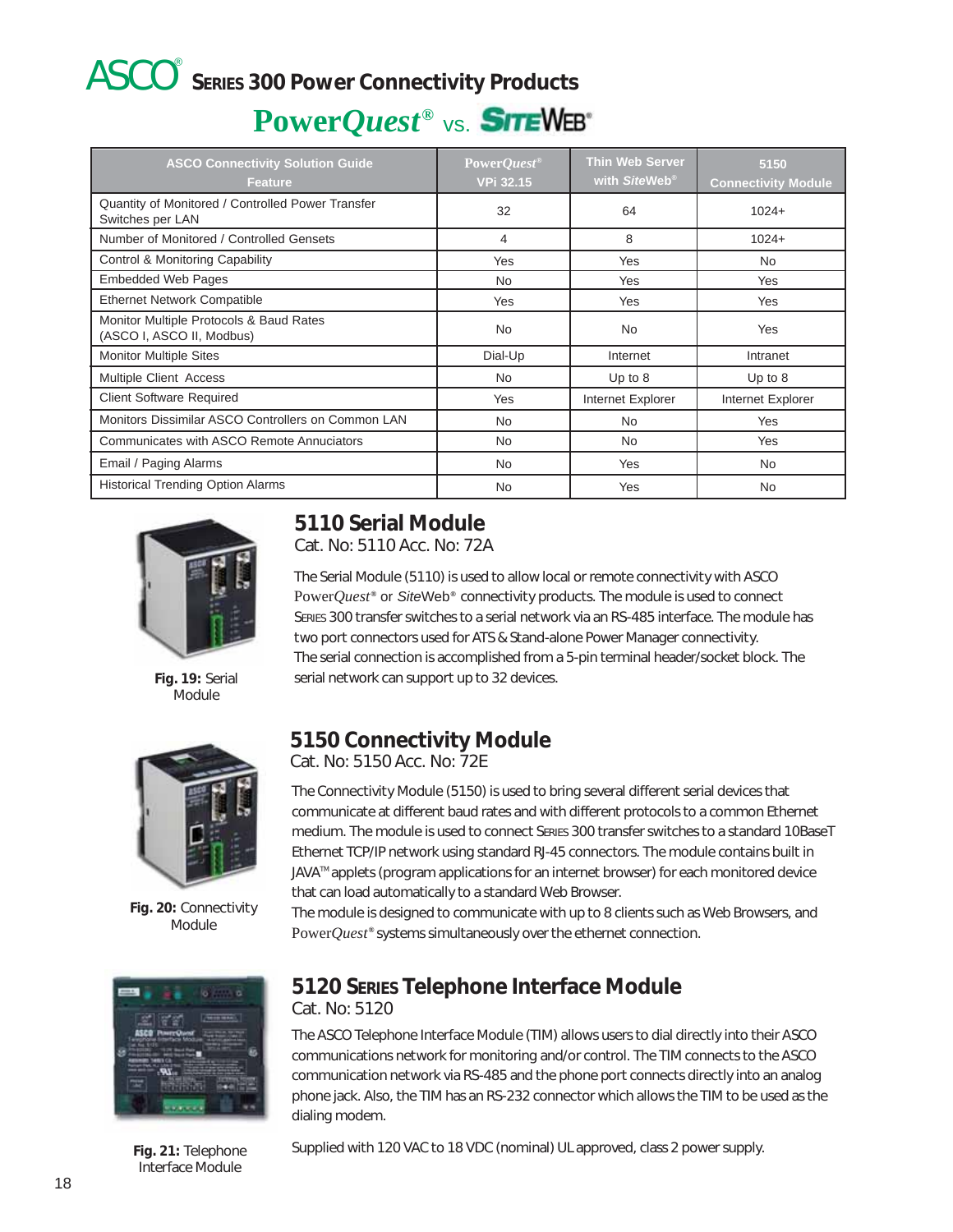# ASCO® SERIES 300 Power Connectivity Products

## PowerQuest® vs. SITEWEB®

| ASCO Connectivity Solution Guide Feature | PowerQuest® VPi 32.15 | Thin Web Server with SiteWeb® | 5150 Connectivity Module |
|---|---|---|---|
| Quantity of Monitored / Controlled Power Transfer Switches per LAN | 32 | 64 | 1024+ |
| Number of Monitored / Controlled Gensets | 4 | 8 | 1024+ |
| Control & Monitoring Capability | Yes | Yes | No |
| Embedded Web Pages | No | Yes | Yes |
| Ethernet Network Compatible | Yes | Yes | Yes |
| Monitor Multiple Protocols & Baud Rates (ASCO I, ASCO II, Modbus) | No | No | Yes |
| Monitor Multiple Sites | Dial-Up | Internet | Intranet |
| Multiple Client Access | No | Up to 8 | Up to 8 |
| Client Software Required | Yes | Internet Explorer | Internet Explorer |
| Monitors Dissimilar ASCO Controllers on Common LAN | No | No | Yes |
| Communicates with ASCO Remote Annuciators | No | No | Yes |
| Email / Paging Alarms | No | Yes | No |
| Historical Trending Option Alarms | No | Yes | No |

**Fig. 19:** Serial Module

## 5110 Serial Module

Cat. No: 5110 Acc. No: 72A

The Serial Module (5110) is used to allow local or remote connectivity with ASCO PowerQuest® or SiteWeb® connectivity products. The module is used to connect SERIES 300 transfer switches to a serial network via an RS-485 interface. The module has two port connectors used for ATS & Stand-alone Power Manager connectivity. The serial connection is accomplished from a 5-pin terminal header/socket block. The serial network can support up to 32 devices.

**Fig. 20:** Connectivity Module

## 5150 Connectivity Module

Cat. No: 5150 Acc. No: 72E

The Connectivity Module (5150) is used to bring several different serial devices that communicate at different baud rates and with different protocols to a common Ethernet medium. The module is used to connect SERIES 300 transfer switches to a standard 10BaseT Ethernet TCP/IP network using standard RJ-45 connectors. The module contains built in JAVA™ applets (program applications for an internet browser) for each monitored device that can load automatically to a standard Web Browser.

The module is designed to communicate with up to 8 clients such as Web Browsers, and PowerQuest® systems simultaneously over the ethernet connection.

**Fig. 21:** Telephone Interface Module

## 5120 SERIES Telephone Interface Module

Cat. No: 5120

The ASCO Telephone Interface Module (TIM) allows users to dial directly into their ASCO communications network for monitoring and/or control. The TIM connects to the ASCO communication network via RS-485 and the phone port connects directly into an analog phone jack. Also, the TIM has an RS-232 connector which allows the TIM to be used as the dialing modem.

Supplied with 120 VAC to 18 VDC (nominal) UL approved, class 2 power supply.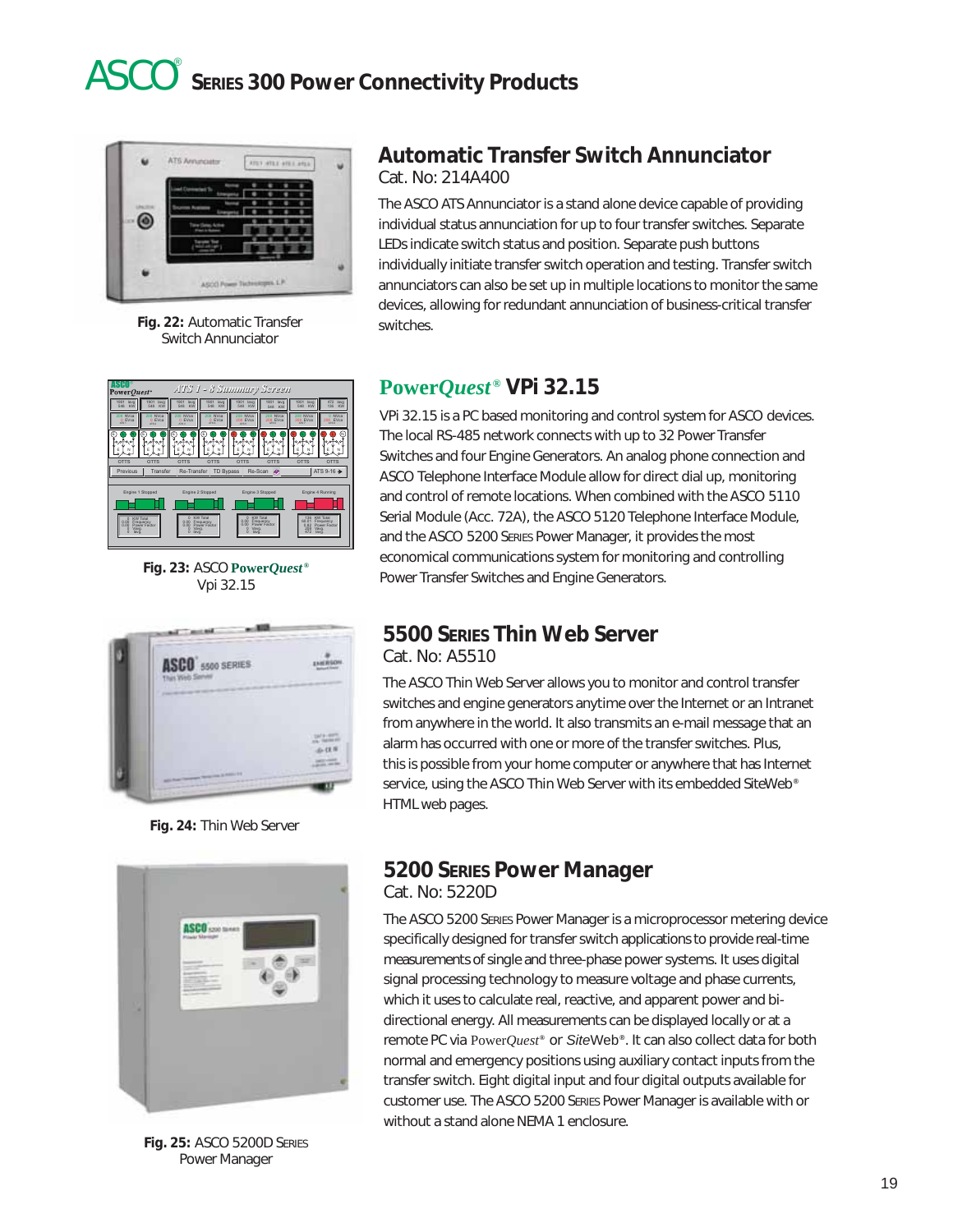# ASCO® Series 300 Power Connectivity Products

Fig. 22: Automatic Transfer Switch Annunciator

## Automatic Transfer Switch Annunciator

Cat. No: 214A400

The ASCO ATS Annunciator is a stand alone device capable of providing individual status annunciation for up to four transfer switches. Separate LEDs indicate switch status and position. Separate push buttons individually initiate transfer switch operation and testing. Transfer switch annunciators can also be set up in multiple locations to monitor the same devices, allowing for redundant annunciation of business-critical transfer switches.

Fig. 23: ASCO PowerQuest® Vpi 32.15

## PowerQuest® VPi 32.15

VPi 32.15 is a PC based monitoring and control system for ASCO devices. The local RS-485 network connects with up to 32 Power Transfer Switches and four Engine Generators. An analog phone connection and ASCO Telephone Interface Module allow for direct dial up, monitoring and control of remote locations. When combined with the ASCO 5110 Serial Module (Acc. 72A), the ASCO 5120 Telephone Interface Module, and the ASCO 5200 Series Power Manager, it provides the most economical communications system for monitoring and controlling Power Transfer Switches and Engine Generators.

Fig. 24: Thin Web Server

## 5500 Series Thin Web Server

Cat. No: A5510

The ASCO Thin Web Server allows you to monitor and control transfer switches and engine generators anytime over the Internet or an Intranet from anywhere in the world. It also transmits an e-mail message that an alarm has occurred with one or more of the transfer switches. Plus, this is possible from your home computer or anywhere that has Internet service, using the ASCO Thin Web Server with its embedded SiteWeb® HTML web pages.

Fig. 25: ASCO 5200D Series Power Manager

## 5200 Series Power Manager

Cat. No: 5220D

The ASCO 5200 Series Power Manager is a microprocessor metering device specifically designed for transfer switch applications to provide real-time measurements of single and three-phase power systems. It uses digital signal processing technology to measure voltage and phase currents, which it uses to calculate real, reactive, and apparent power and bi-directional energy. All measurements can be displayed locally or at a remote PC via PowerQuest® or SiteWeb®. It can also collect data for both normal and emergency positions using auxiliary contact inputs from the transfer switch. Eight digital input and four digital outputs available for customer use. The ASCO 5200 Series Power Manager is available with or without a stand alone NEMA 1 enclosure.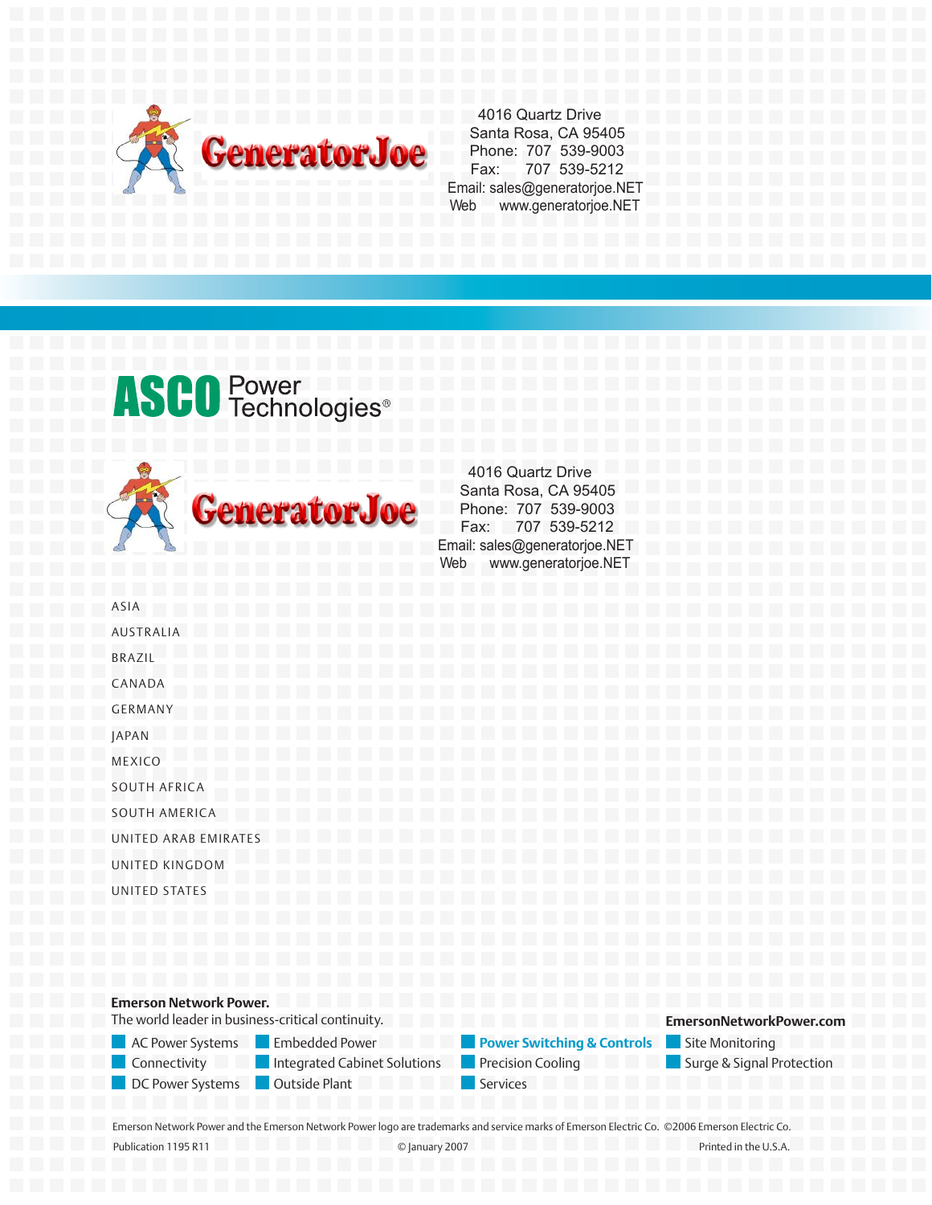GeneratorJoe

4016 Quartz Drive
Santa Rosa, CA 95405
Phone: 707 539-9003
Fax: 707 539-5212
Email: sales@generatorjoe.NET
Web www.generatorjoe.NET

# ASCO Power Technologies®

GeneratorJoe

4016 Quartz Drive
Santa Rosa, CA 95405
Phone: 707 539-9003
Fax: 707 539-5212
Email: sales@generatorjoe.NET
Web www.generatorjoe.NET

ASIA

AUSTRALIA

BRAZIL

CANADA

GERMANY

JAPAN

MEXICO

SOUTH AFRICA

SOUTH AMERICA

UNITED ARAB EMIRATES

UNITED KINGDOM

UNITED STATES

**Emerson Network Power.**
The world leader in business-critical continuity.

**EmersonNetworkPower.com**

- AC Power Systems
- Connectivity
- DC Power Systems
- Embedded Power
- Integrated Cabinet Solutions
- Outside Plant
- **Power Switching & Controls**
- Precision Cooling
- Services
- Site Monitoring
- Surge & Signal Protection

Emerson Network Power and the Emerson Network Power logo are trademarks and service marks of Emerson Electric Co. ©2006 Emerson Electric Co.

Publication 1195 R11 © January 2007 Printed in the U.S.A.